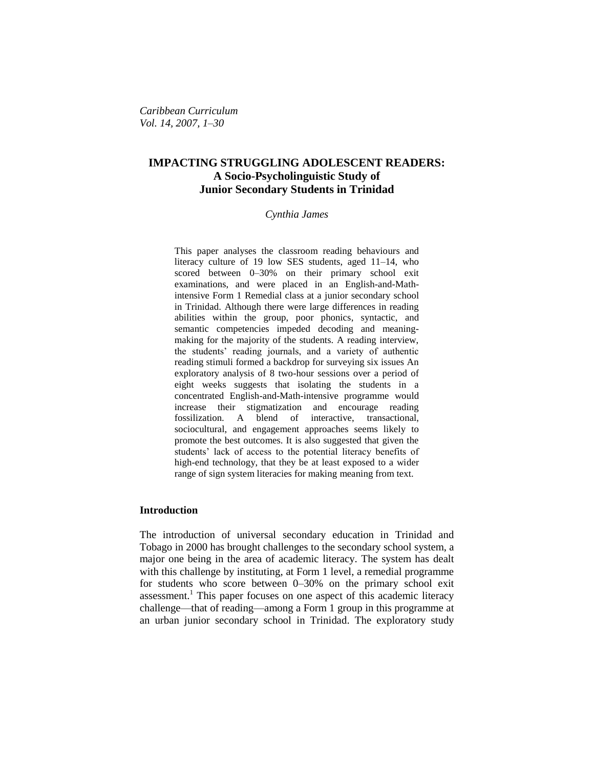# IMPACTING STRUGGLING ADOLESCENT READERS: A Socio-Psycholinguistic Study of Junior Secondary Students in Trinidad

*Cynthia James*

This paper analyses the classroom reading behaviours and literacy culture of 19 low SES students, aged 11–14, who scored between 0–30% on their primary school exit examinations, and were placed in an English-and-Math-intensive Form 1 Remedial class at a junior secondary school in Trinidad. Although there were large differences in reading abilities within the group, poor phonics, syntactic, and semantic competencies impeded decoding and meaning-making for the majority of the students. A reading interview, the students' reading journals, and a variety of authentic reading stimuli formed a backdrop for surveying six issues An exploratory analysis of 8 two-hour sessions over a period of eight weeks suggests that isolating the students in a concentrated English-and-Math-intensive programme would increase their stigmatization and encourage reading fossilization. A blend of interactive, transactional, sociocultural, and engagement approaches seems likely to promote the best outcomes. It is also suggested that given the students' lack of access to the potential literacy benefits of high-end technology, that they be at least exposed to a wider range of sign system literacies for making meaning from text.

## Introduction

The introduction of universal secondary education in Trinidad and Tobago in 2000 has brought challenges to the secondary school system, a major one being in the area of academic literacy. The system has dealt with this challenge by instituting, at Form 1 level, a remedial programme for students who score between 0–30% on the primary school exit assessment.[1] This paper focuses on one aspect of this academic literacy challenge—that of reading—among a Form 1 group in this programme at an urban junior secondary school in Trinidad. The exploratory study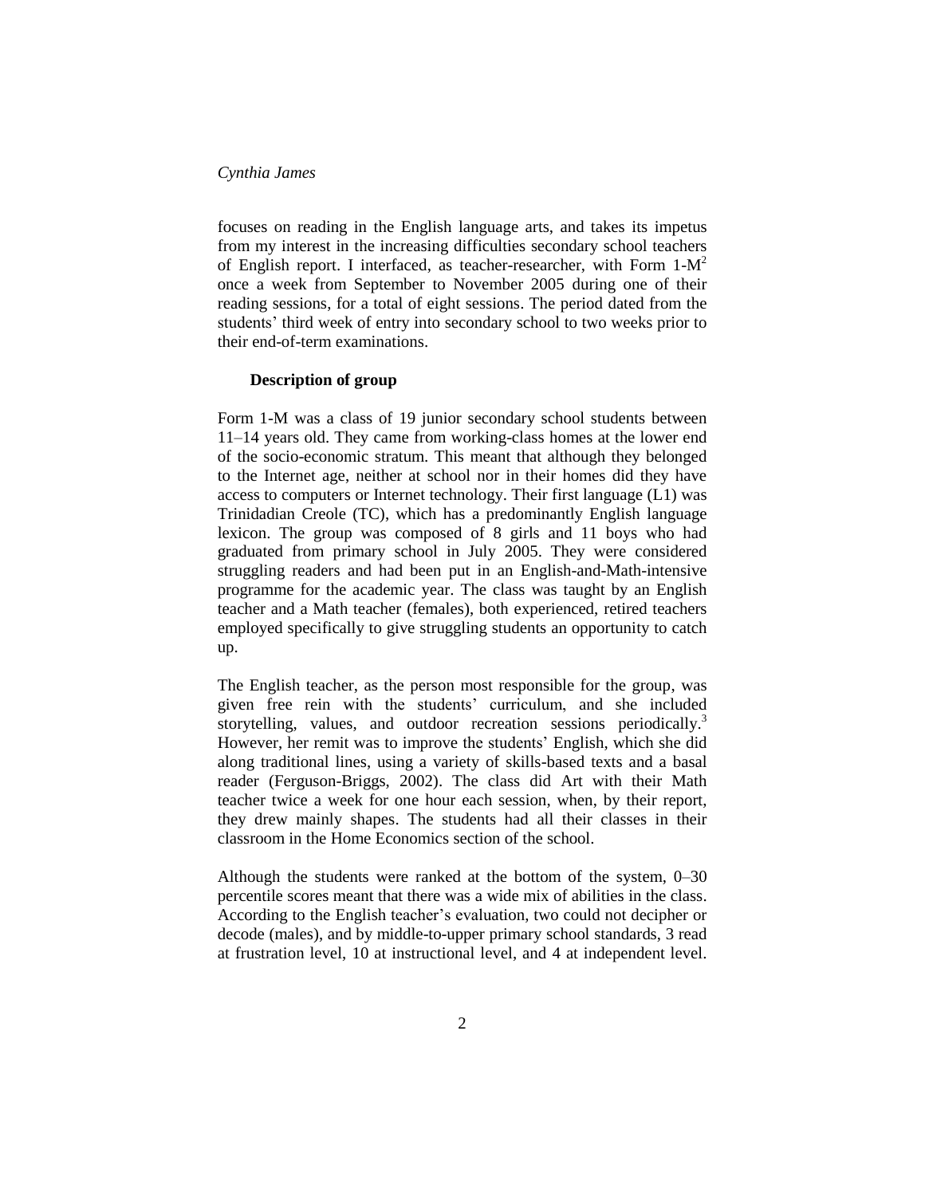focuses on reading in the English language arts, and takes its impetus from my interest in the increasing difficulties secondary school teachers of English report. I interfaced, as teacher-researcher, with Form 1-M[2] once a week from September to November 2005 during one of their reading sessions, for a total of eight sessions. The period dated from the students' third week of entry into secondary school to two weeks prior to their end-of-term examinations.

### Description of group

Form 1-M was a class of 19 junior secondary school students between 11–14 years old. They came from working-class homes at the lower end of the socio-economic stratum. This meant that although they belonged to the Internet age, neither at school nor in their homes did they have access to computers or Internet technology. Their first language (L1) was Trinidadian Creole (TC), which has a predominantly English language lexicon. The group was composed of 8 girls and 11 boys who had graduated from primary school in July 2005. They were considered struggling readers and had been put in an English-and-Math-intensive programme for the academic year. The class was taught by an English teacher and a Math teacher (females), both experienced, retired teachers employed specifically to give struggling students an opportunity to catch up.

The English teacher, as the person most responsible for the group, was given free rein with the students' curriculum, and she included storytelling, values, and outdoor recreation sessions periodically.[3] However, her remit was to improve the students' English, which she did along traditional lines, using a variety of skills-based texts and a basal reader (Ferguson-Briggs, 2002). The class did Art with their Math teacher twice a week for one hour each session, when, by their report, they drew mainly shapes. The students had all their classes in their classroom in the Home Economics section of the school.

Although the students were ranked at the bottom of the system, 0–30 percentile scores meant that there was a wide mix of abilities in the class. According to the English teacher's evaluation, two could not decipher or decode (males), and by middle-to-upper primary school standards, 3 read at frustration level, 10 at instructional level, and 4 at independent level.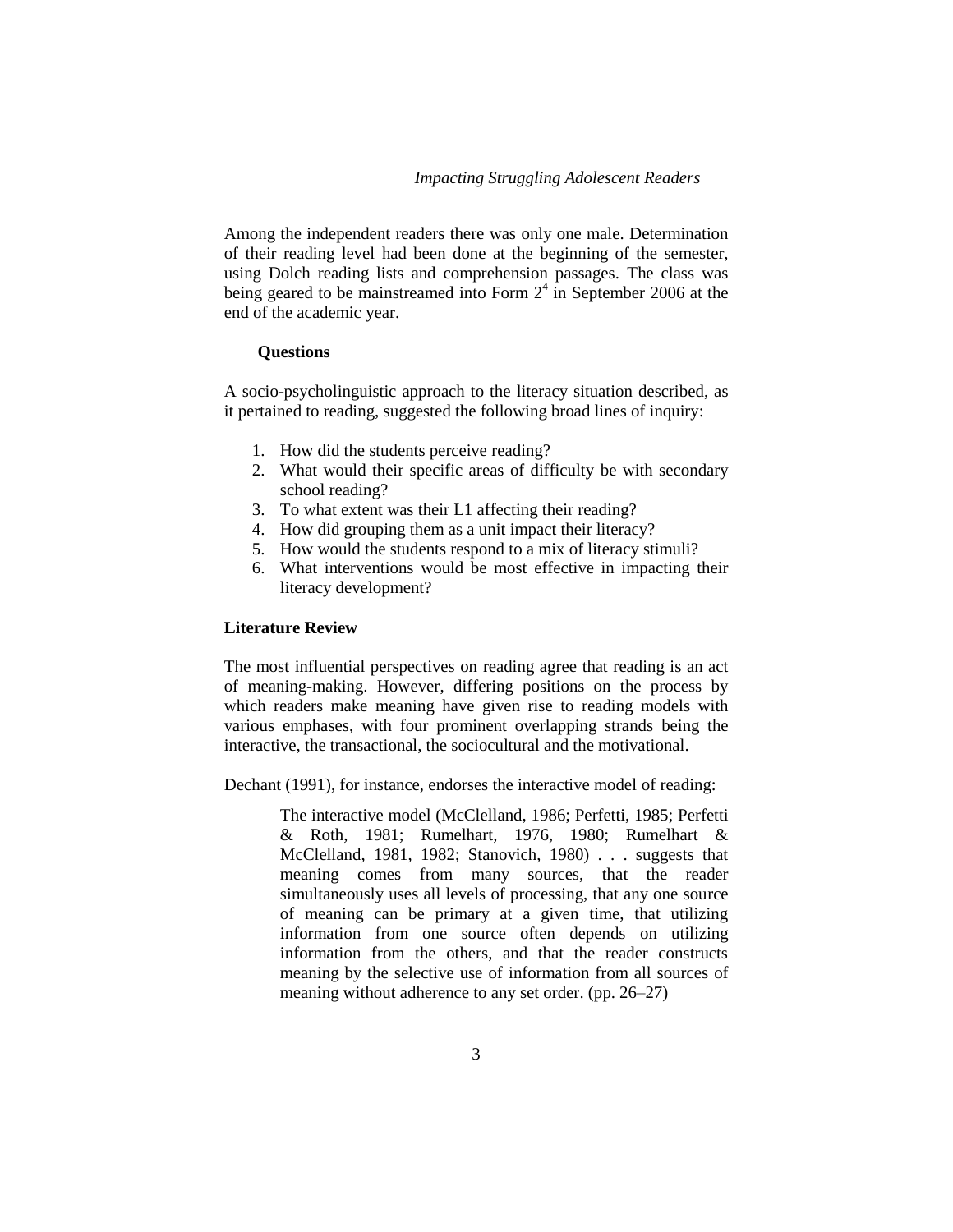Among the independent readers there was only one male. Determination of their reading level had been done at the beginning of the semester, using Dolch reading lists and comprehension passages. The class was being geared to be mainstreamed into Form 2[4] in September 2006 at the end of the academic year.

### Questions

A socio-psycholinguistic approach to the literacy situation described, as it pertained to reading, suggested the following broad lines of inquiry:

1. How did the students perceive reading?
2. What would their specific areas of difficulty be with secondary school reading?
3. To what extent was their L1 affecting their reading?
4. How did grouping them as a unit impact their literacy?
5. How would the students respond to a mix of literacy stimuli?
6. What interventions would be most effective in impacting their literacy development?

## Literature Review

The most influential perspectives on reading agree that reading is an act of meaning-making. However, differing positions on the process by which readers make meaning have given rise to reading models with various emphases, with four prominent overlapping strands being the interactive, the transactional, the sociocultural and the motivational.

Dechant (1991), for instance, endorses the interactive model of reading:

> The interactive model (McClelland, 1986; Perfetti, 1985; Perfetti & Roth, 1981; Rumelhart, 1976, 1980; Rumelhart & McClelland, 1981, 1982; Stanovich, 1980) . . . suggests that meaning comes from many sources, that the reader simultaneously uses all levels of processing, that any one source of meaning can be primary at a given time, that utilizing information from one source often depends on utilizing information from the others, and that the reader constructs meaning by the selective use of information from all sources of meaning without adherence to any set order. (pp. 26–27)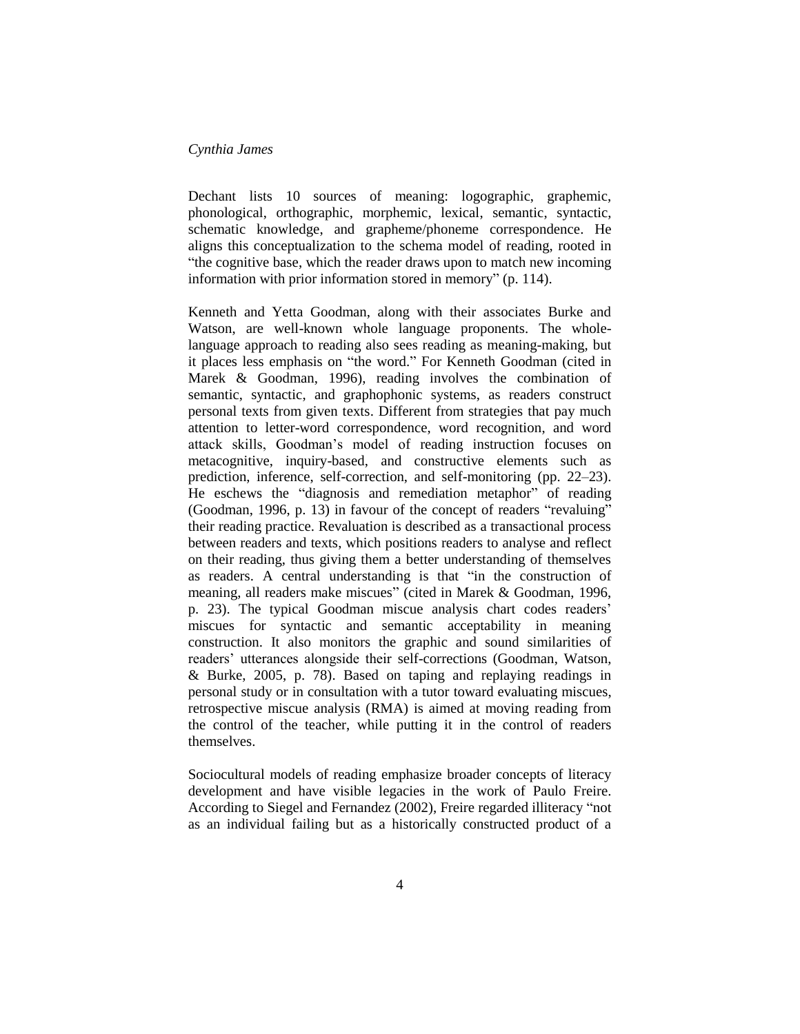Dechant lists 10 sources of meaning: logographic, graphemic, phonological, orthographic, morphemic, lexical, semantic, syntactic, schematic knowledge, and grapheme/phoneme correspondence. He aligns this conceptualization to the schema model of reading, rooted in "the cognitive base, which the reader draws upon to match new incoming information with prior information stored in memory" (p. 114).

Kenneth and Yetta Goodman, along with their associates Burke and Watson, are well-known whole language proponents. The whole-language approach to reading also sees reading as meaning-making, but it places less emphasis on "the word." For Kenneth Goodman (cited in Marek & Goodman, 1996), reading involves the combination of semantic, syntactic, and graphophonic systems, as readers construct personal texts from given texts. Different from strategies that pay much attention to letter-word correspondence, word recognition, and word attack skills, Goodman's model of reading instruction focuses on metacognitive, inquiry-based, and constructive elements such as prediction, inference, self-correction, and self-monitoring (pp. 22–23). He eschews the "diagnosis and remediation metaphor" of reading (Goodman, 1996, p. 13) in favour of the concept of readers "revaluing" their reading practice. Revaluation is described as a transactional process between readers and texts, which positions readers to analyse and reflect on their reading, thus giving them a better understanding of themselves as readers. A central understanding is that "in the construction of meaning, all readers make miscues" (cited in Marek & Goodman, 1996, p. 23). The typical Goodman miscue analysis chart codes readers' miscues for syntactic and semantic acceptability in meaning construction. It also monitors the graphic and sound similarities of readers' utterances alongside their self-corrections (Goodman, Watson, & Burke, 2005, p. 78). Based on taping and replaying readings in personal study or in consultation with a tutor toward evaluating miscues, retrospective miscue analysis (RMA) is aimed at moving reading from the control of the teacher, while putting it in the control of readers themselves.

Sociocultural models of reading emphasize broader concepts of literacy development and have visible legacies in the work of Paulo Freire. According to Siegel and Fernandez (2002), Freire regarded illiteracy "not as an individual failing but as a historically constructed product of a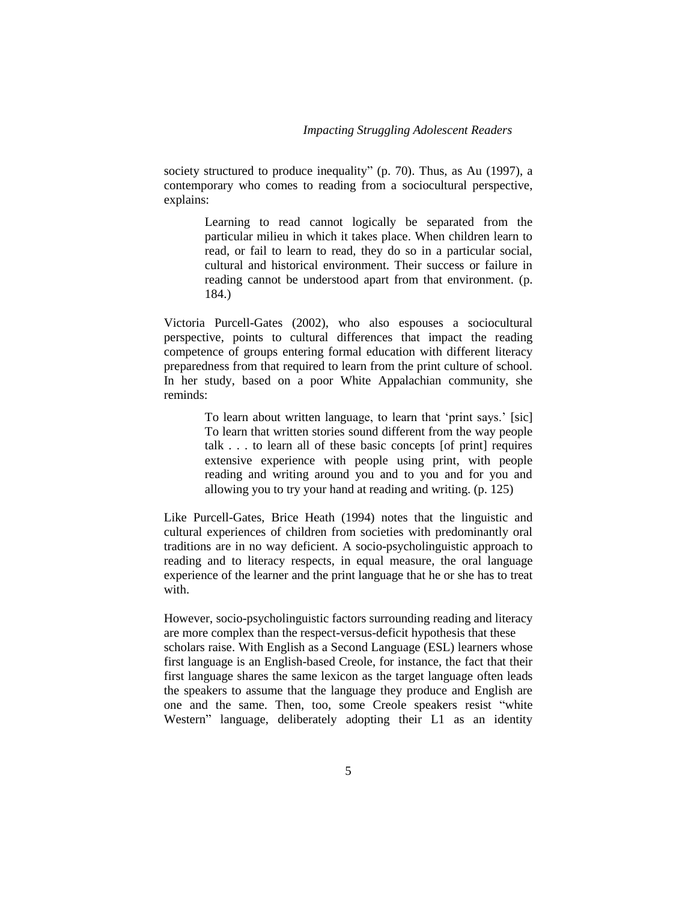society structured to produce inequality" (p. 70). Thus, as Au (1997), a contemporary who comes to reading from a sociocultural perspective, explains:

> Learning to read cannot logically be separated from the particular milieu in which it takes place. When children learn to read, or fail to learn to read, they do so in a particular social, cultural and historical environment. Their success or failure in reading cannot be understood apart from that environment. (p. 184.)

Victoria Purcell-Gates (2002), who also espouses a sociocultural perspective, points to cultural differences that impact the reading competence of groups entering formal education with different literacy preparedness from that required to learn from the print culture of school. In her study, based on a poor White Appalachian community, she reminds:

> To learn about written language, to learn that 'print says.' [sic] To learn that written stories sound different from the way people talk . . . to learn all of these basic concepts [of print] requires extensive experience with people using print, with people reading and writing around you and to you and for you and allowing you to try your hand at reading and writing. (p. 125)

Like Purcell-Gates, Brice Heath (1994) notes that the linguistic and cultural experiences of children from societies with predominantly oral traditions are in no way deficient. A socio-psycholinguistic approach to reading and to literacy respects, in equal measure, the oral language experience of the learner and the print language that he or she has to treat with.

However, socio-psycholinguistic factors surrounding reading and literacy are more complex than the respect-versus-deficit hypothesis that these scholars raise. With English as a Second Language (ESL) learners whose first language is an English-based Creole, for instance, the fact that their first language shares the same lexicon as the target language often leads the speakers to assume that the language they produce and English are one and the same. Then, too, some Creole speakers resist "white Western" language, deliberately adopting their L1 as an identity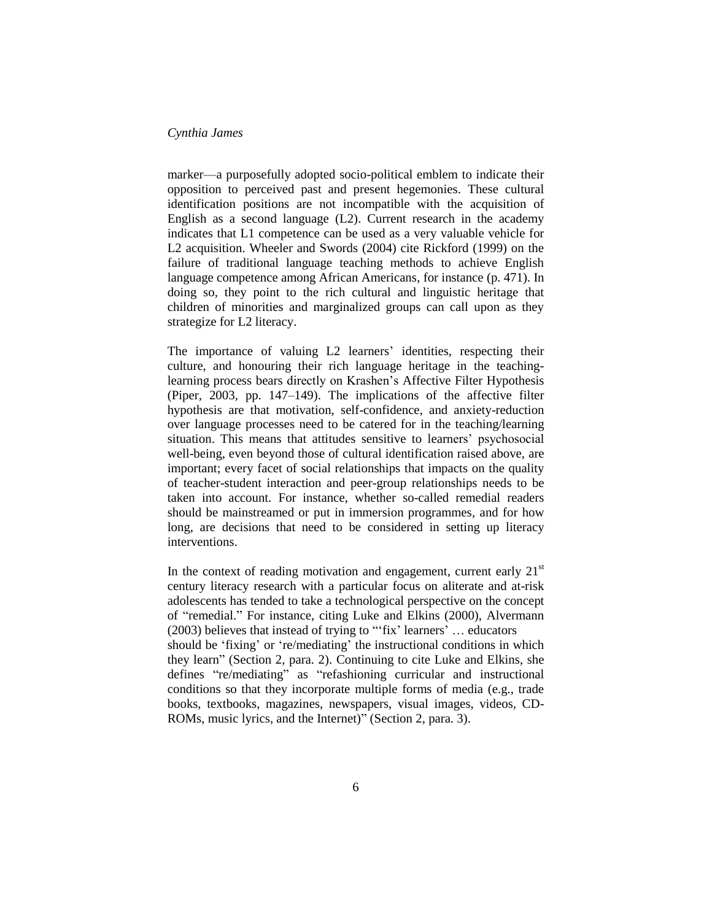marker—a purposefully adopted socio-political emblem to indicate their opposition to perceived past and present hegemonies. These cultural identification positions are not incompatible with the acquisition of English as a second language (L2). Current research in the academy indicates that L1 competence can be used as a very valuable vehicle for L2 acquisition. Wheeler and Swords (2004) cite Rickford (1999) on the failure of traditional language teaching methods to achieve English language competence among African Americans, for instance (p. 471). In doing so, they point to the rich cultural and linguistic heritage that children of minorities and marginalized groups can call upon as they strategize for L2 literacy.

The importance of valuing L2 learners' identities, respecting their culture, and honouring their rich language heritage in the teaching-learning process bears directly on Krashen's Affective Filter Hypothesis (Piper, 2003, pp. 147–149). The implications of the affective filter hypothesis are that motivation, self-confidence, and anxiety-reduction over language processes need to be catered for in the teaching/learning situation. This means that attitudes sensitive to learners' psychosocial well-being, even beyond those of cultural identification raised above, are important; every facet of social relationships that impacts on the quality of teacher-student interaction and peer-group relationships needs to be taken into account. For instance, whether so-called remedial readers should be mainstreamed or put in immersion programmes, and for how long, are decisions that need to be considered in setting up literacy interventions.

In the context of reading motivation and engagement, current early 21st century literacy research with a particular focus on aliterate and at-risk adolescents has tended to take a technological perspective on the concept of "remedial." For instance, citing Luke and Elkins (2000), Alvermann (2003) believes that instead of trying to "'fix' learners' … educators should be 'fixing' or 're/mediating' the instructional conditions in which they learn" (Section 2, para. 2). Continuing to cite Luke and Elkins, she defines "re/mediating" as "refashioning curricular and instructional conditions so that they incorporate multiple forms of media (e.g., trade books, textbooks, magazines, newspapers, visual images, videos, CD-ROMs, music lyrics, and the Internet)" (Section 2, para. 3).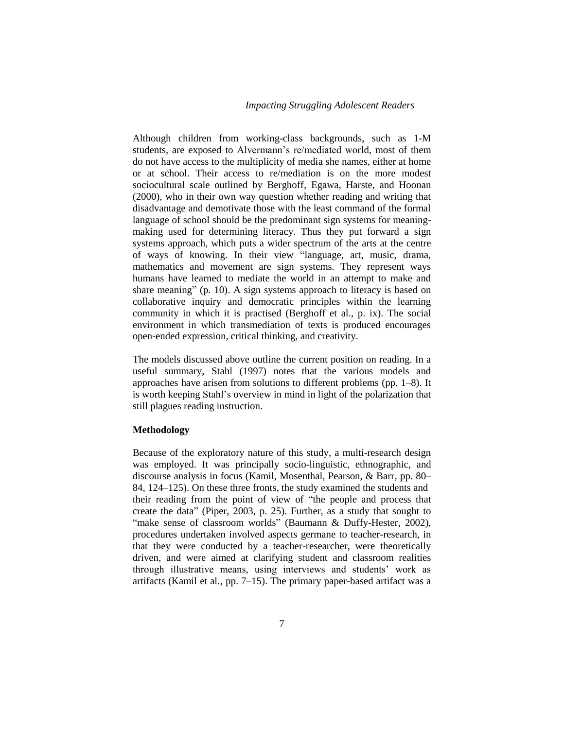Although children from working-class backgrounds, such as 1-M students, are exposed to Alvermann's re/mediated world, most of them do not have access to the multiplicity of media she names, either at home or at school. Their access to re/mediation is on the more modest sociocultural scale outlined by Berghoff, Egawa, Harste, and Hoonan (2000), who in their own way question whether reading and writing that disadvantage and demotivate those with the least command of the formal language of school should be the predominant sign systems for meaning-making used for determining literacy. Thus they put forward a sign systems approach, which puts a wider spectrum of the arts at the centre of ways of knowing. In their view "language, art, music, drama, mathematics and movement are sign systems. They represent ways humans have learned to mediate the world in an attempt to make and share meaning" (p. 10). A sign systems approach to literacy is based on collaborative inquiry and democratic principles within the learning community in which it is practised (Berghoff et al., p. ix). The social environment in which transmediation of texts is produced encourages open-ended expression, critical thinking, and creativity.

The models discussed above outline the current position on reading. In a useful summary, Stahl (1997) notes that the various models and approaches have arisen from solutions to different problems (pp. 1–8). It is worth keeping Stahl's overview in mind in light of the polarization that still plagues reading instruction.

**Methodology**

Because of the exploratory nature of this study, a multi-research design was employed. It was principally socio-linguistic, ethnographic, and discourse analysis in focus (Kamil, Mosenthal, Pearson, & Barr, pp. 80–84, 124–125). On these three fronts, the study examined the students and their reading from the point of view of "the people and process that create the data" (Piper, 2003, p. 25). Further, as a study that sought to "make sense of classroom worlds" (Baumann & Duffy-Hester, 2002), procedures undertaken involved aspects germane to teacher-research, in that they were conducted by a teacher-researcher, were theoretically driven, and were aimed at clarifying student and classroom realities through illustrative means, using interviews and students' work as artifacts (Kamil et al., pp. 7–15). The primary paper-based artifact was a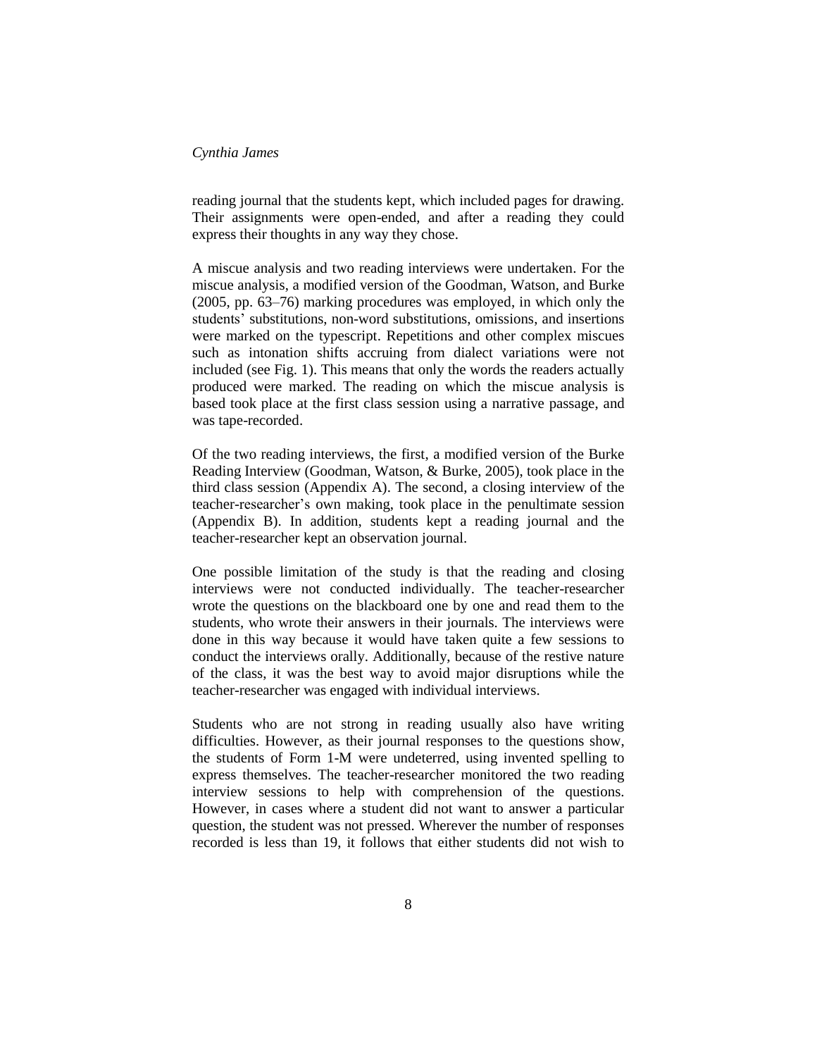reading journal that the students kept, which included pages for drawing. Their assignments were open-ended, and after a reading they could express their thoughts in any way they chose.

A miscue analysis and two reading interviews were undertaken. For the miscue analysis, a modified version of the Goodman, Watson, and Burke (2005, pp. 63–76) marking procedures was employed, in which only the students' substitutions, non-word substitutions, omissions, and insertions were marked on the typescript. Repetitions and other complex miscues such as intonation shifts accruing from dialect variations were not included (see Fig. 1). This means that only the words the readers actually produced were marked. The reading on which the miscue analysis is based took place at the first class session using a narrative passage, and was tape-recorded.

Of the two reading interviews, the first, a modified version of the Burke Reading Interview (Goodman, Watson, & Burke, 2005), took place in the third class session (Appendix A). The second, a closing interview of the teacher-researcher's own making, took place in the penultimate session (Appendix B). In addition, students kept a reading journal and the teacher-researcher kept an observation journal.

One possible limitation of the study is that the reading and closing interviews were not conducted individually. The teacher-researcher wrote the questions on the blackboard one by one and read them to the students, who wrote their answers in their journals. The interviews were done in this way because it would have taken quite a few sessions to conduct the interviews orally. Additionally, because of the restive nature of the class, it was the best way to avoid major disruptions while the teacher-researcher was engaged with individual interviews.

Students who are not strong in reading usually also have writing difficulties. However, as their journal responses to the questions show, the students of Form 1-M were undeterred, using invented spelling to express themselves. The teacher-researcher monitored the two reading interview sessions to help with comprehension of the questions. However, in cases where a student did not want to answer a particular question, the student was not pressed. Wherever the number of responses recorded is less than 19, it follows that either students did not wish to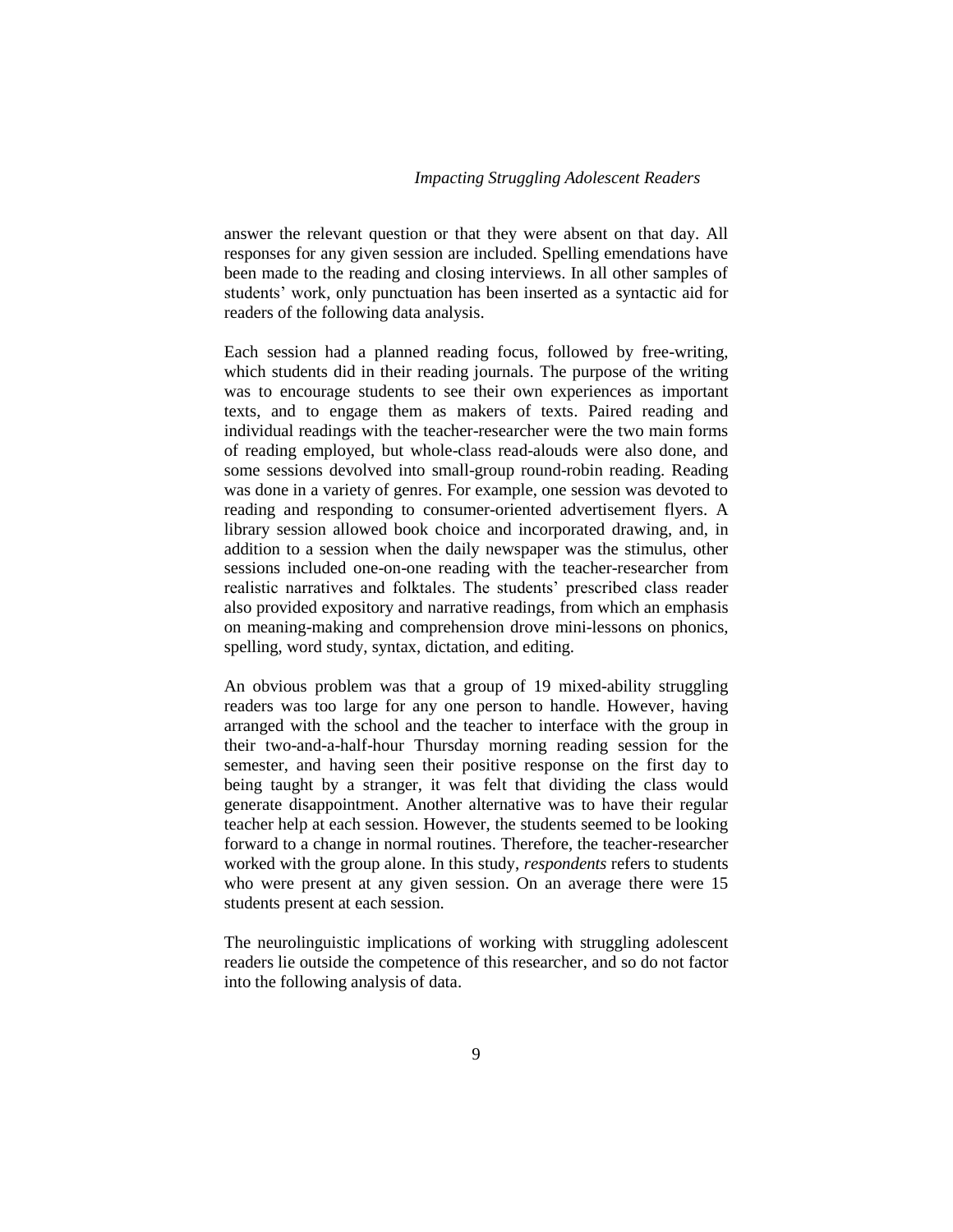answer the relevant question or that they were absent on that day. All responses for any given session are included. Spelling emendations have been made to the reading and closing interviews. In all other samples of students' work, only punctuation has been inserted as a syntactic aid for readers of the following data analysis.

Each session had a planned reading focus, followed by free-writing, which students did in their reading journals. The purpose of the writing was to encourage students to see their own experiences as important texts, and to engage them as makers of texts. Paired reading and individual readings with the teacher-researcher were the two main forms of reading employed, but whole-class read-alouds were also done, and some sessions devolved into small-group round-robin reading. Reading was done in a variety of genres. For example, one session was devoted to reading and responding to consumer-oriented advertisement flyers. A library session allowed book choice and incorporated drawing, and, in addition to a session when the daily newspaper was the stimulus, other sessions included one-on-one reading with the teacher-researcher from realistic narratives and folktales. The students' prescribed class reader also provided expository and narrative readings, from which an emphasis on meaning-making and comprehension drove mini-lessons on phonics, spelling, word study, syntax, dictation, and editing.

An obvious problem was that a group of 19 mixed-ability struggling readers was too large for any one person to handle. However, having arranged with the school and the teacher to interface with the group in their two-and-a-half-hour Thursday morning reading session for the semester, and having seen their positive response on the first day to being taught by a stranger, it was felt that dividing the class would generate disappointment. Another alternative was to have their regular teacher help at each session. However, the students seemed to be looking forward to a change in normal routines. Therefore, the teacher-researcher worked with the group alone. In this study, *respondents* refers to students who were present at any given session. On an average there were 15 students present at each session.

The neurolinguistic implications of working with struggling adolescent readers lie outside the competence of this researcher, and so do not factor into the following analysis of data.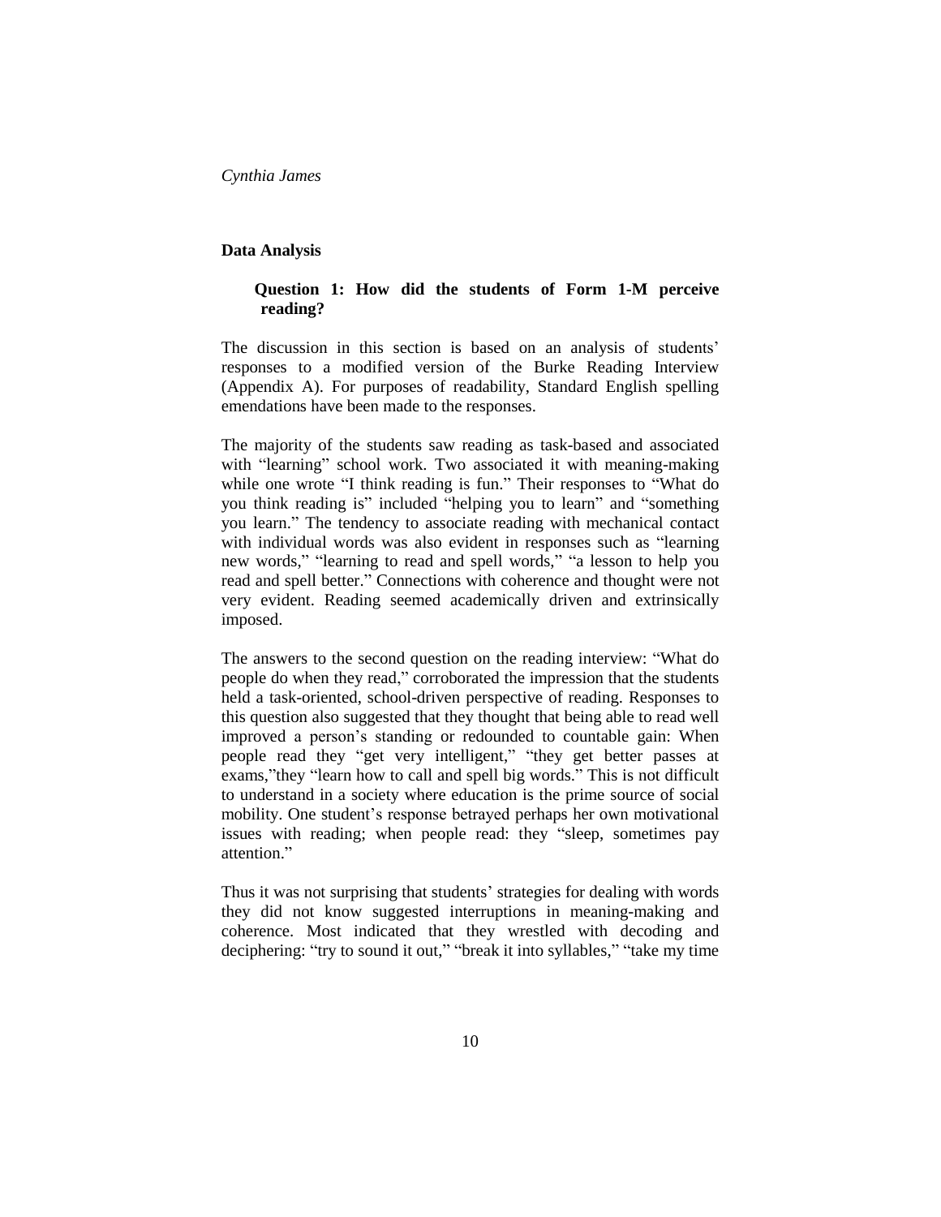## Data Analysis

### Question 1: How did the students of Form 1-M perceive reading?

The discussion in this section is based on an analysis of students' responses to a modified version of the Burke Reading Interview (Appendix A). For purposes of readability, Standard English spelling emendations have been made to the responses.

The majority of the students saw reading as task-based and associated with "learning" school work. Two associated it with meaning-making while one wrote "I think reading is fun." Their responses to "What do you think reading is" included "helping you to learn" and "something you learn." The tendency to associate reading with mechanical contact with individual words was also evident in responses such as "learning new words," "learning to read and spell words," "a lesson to help you read and spell better." Connections with coherence and thought were not very evident. Reading seemed academically driven and extrinsically imposed.

The answers to the second question on the reading interview: "What do people do when they read," corroborated the impression that the students held a task-oriented, school-driven perspective of reading. Responses to this question also suggested that they thought that being able to read well improved a person's standing or redounded to countable gain: When people read they "get very intelligent," "they get better passes at exams,"they "learn how to call and spell big words." This is not difficult to understand in a society where education is the prime source of social mobility. One student's response betrayed perhaps her own motivational issues with reading; when people read: they "sleep, sometimes pay attention."

Thus it was not surprising that students' strategies for dealing with words they did not know suggested interruptions in meaning-making and coherence. Most indicated that they wrestled with decoding and deciphering: "try to sound it out," "break it into syllables," "take my time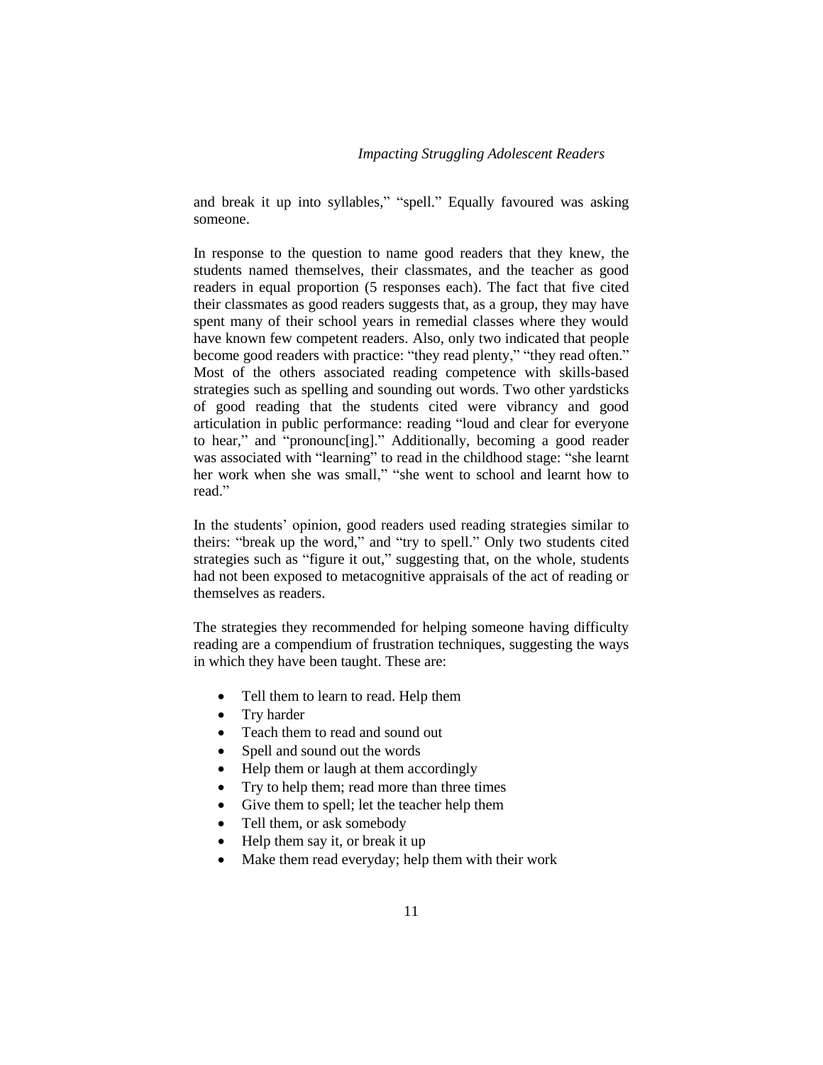and break it up into syllables," "spell." Equally favoured was asking someone.

In response to the question to name good readers that they knew, the students named themselves, their classmates, and the teacher as good readers in equal proportion (5 responses each). The fact that five cited their classmates as good readers suggests that, as a group, they may have spent many of their school years in remedial classes where they would have known few competent readers. Also, only two indicated that people become good readers with practice: "they read plenty," "they read often." Most of the others associated reading competence with skills-based strategies such as spelling and sounding out words. Two other yardsticks of good reading that the students cited were vibrancy and good articulation in public performance: reading "loud and clear for everyone to hear," and "pronounc[ing]." Additionally, becoming a good reader was associated with "learning" to read in the childhood stage: "she learnt her work when she was small," "she went to school and learnt how to read."

In the students' opinion, good readers used reading strategies similar to theirs: "break up the word," and "try to spell." Only two students cited strategies such as "figure it out," suggesting that, on the whole, students had not been exposed to metacognitive appraisals of the act of reading or themselves as readers.

The strategies they recommended for helping someone having difficulty reading are a compendium of frustration techniques, suggesting the ways in which they have been taught. These are:

- Tell them to learn to read. Help them
- Try harder
- Teach them to read and sound out
- Spell and sound out the words
- Help them or laugh at them accordingly
- Try to help them; read more than three times
- Give them to spell; let the teacher help them
- Tell them, or ask somebody
- Help them say it, or break it up
- Make them read everyday; help them with their work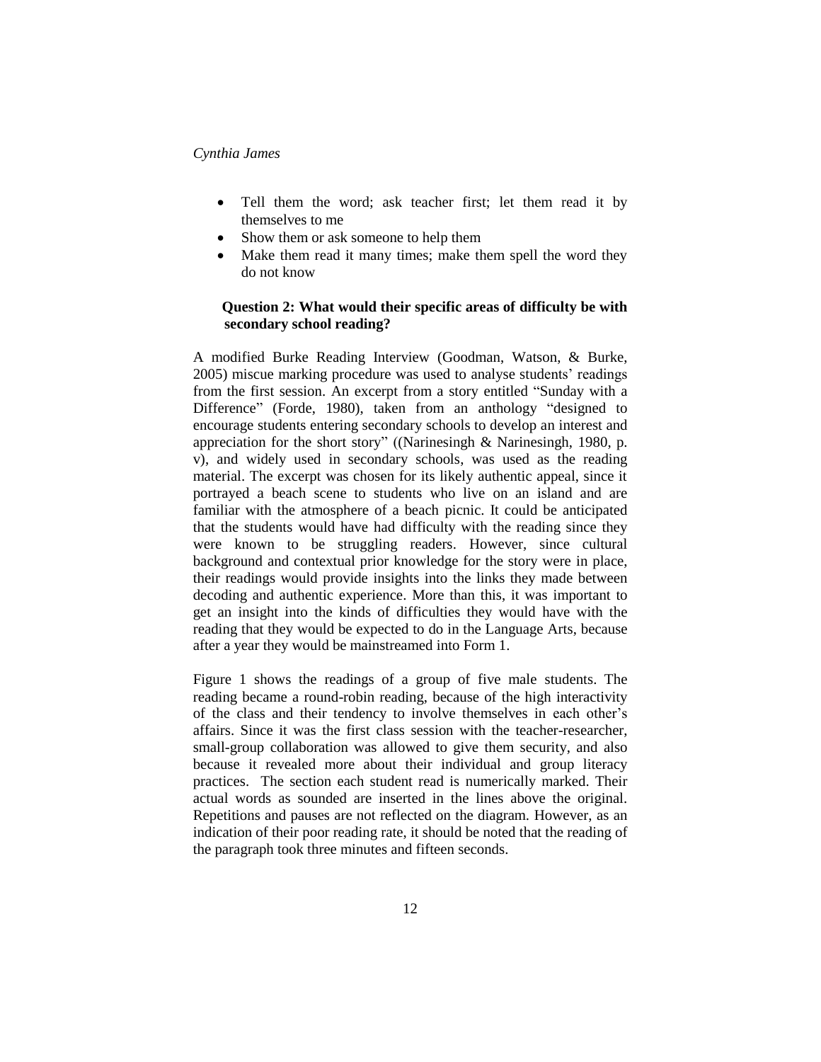- Tell them the word; ask teacher first; let them read it by themselves to me
- Show them or ask someone to help them
- Make them read it many times; make them spell the word they do not know

**Question 2: What would their specific areas of difficulty be with secondary school reading?**

A modified Burke Reading Interview (Goodman, Watson, & Burke, 2005) miscue marking procedure was used to analyse students' readings from the first session. An excerpt from a story entitled "Sunday with a Difference" (Forde, 1980), taken from an anthology "designed to encourage students entering secondary schools to develop an interest and appreciation for the short story" ((Narinesingh & Narinesingh, 1980, p. v), and widely used in secondary schools, was used as the reading material. The excerpt was chosen for its likely authentic appeal, since it portrayed a beach scene to students who live on an island and are familiar with the atmosphere of a beach picnic. It could be anticipated that the students would have had difficulty with the reading since they were known to be struggling readers. However, since cultural background and contextual prior knowledge for the story were in place, their readings would provide insights into the links they made between decoding and authentic experience. More than this, it was important to get an insight into the kinds of difficulties they would have with the reading that they would be expected to do in the Language Arts, because after a year they would be mainstreamed into Form 1.

Figure 1 shows the readings of a group of five male students. The reading became a round-robin reading, because of the high interactivity of the class and their tendency to involve themselves in each other's affairs. Since it was the first class session with the teacher-researcher, small-group collaboration was allowed to give them security, and also because it revealed more about their individual and group literacy practices. The section each student read is numerically marked. Their actual words as sounded are inserted in the lines above the original. Repetitions and pauses are not reflected on the diagram. However, as an indication of their poor reading rate, it should be noted that the reading of the paragraph took three minutes and fifteen seconds.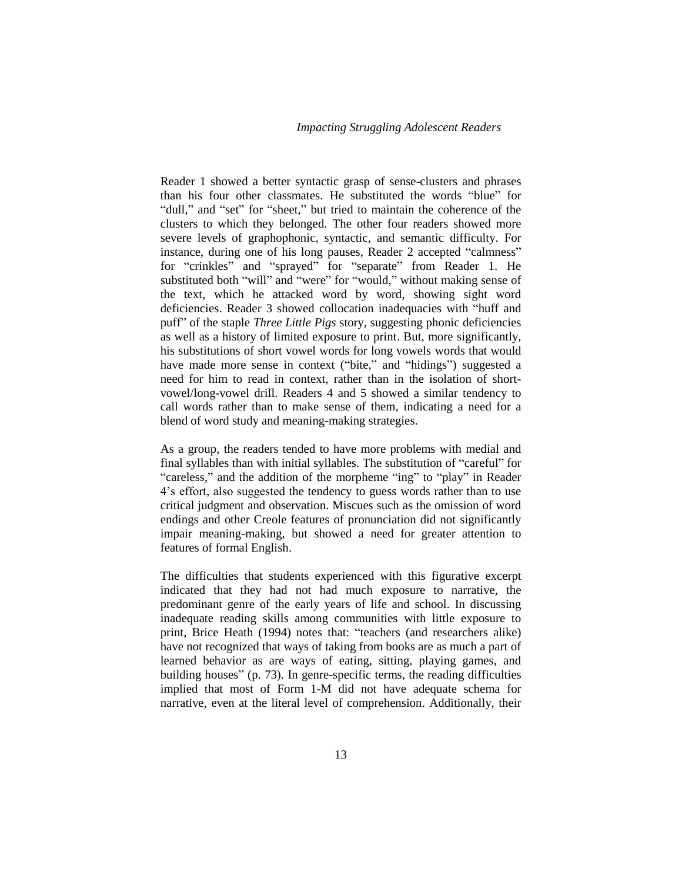Reader 1 showed a better syntactic grasp of sense-clusters and phrases than his four other classmates. He substituted the words "blue" for "dull," and "set" for "sheet," but tried to maintain the coherence of the clusters to which they belonged. The other four readers showed more severe levels of graphophonic, syntactic, and semantic difficulty. For instance, during one of his long pauses, Reader 2 accepted "calmness" for "crinkles" and "sprayed" for "separate" from Reader 1. He substituted both "will" and "were" for "would," without making sense of the text, which he attacked word by word, showing sight word deficiencies. Reader 3 showed collocation inadequacies with "huff and puff" of the staple *Three Little Pigs* story, suggesting phonic deficiencies as well as a history of limited exposure to print. But, more significantly, his substitutions of short vowel words for long vowels words that would have made more sense in context ("bite," and "hidings") suggested a need for him to read in context, rather than in the isolation of short-vowel/long-vowel drill. Readers 4 and 5 showed a similar tendency to call words rather than to make sense of them, indicating a need for a blend of word study and meaning-making strategies.

As a group, the readers tended to have more problems with medial and final syllables than with initial syllables. The substitution of "careful" for "careless," and the addition of the morpheme "ing" to "play" in Reader 4's effort, also suggested the tendency to guess words rather than to use critical judgment and observation. Miscues such as the omission of word endings and other Creole features of pronunciation did not significantly impair meaning-making, but showed a need for greater attention to features of formal English.

The difficulties that students experienced with this figurative excerpt indicated that they had not had much exposure to narrative, the predominant genre of the early years of life and school. In discussing inadequate reading skills among communities with little exposure to print, Brice Heath (1994) notes that: "teachers (and researchers alike) have not recognized that ways of taking from books are as much a part of learned behavior as are ways of eating, sitting, playing games, and building houses" (p. 73). In genre-specific terms, the reading difficulties implied that most of Form 1-M did not have adequate schema for narrative, even at the literal level of comprehension. Additionally, their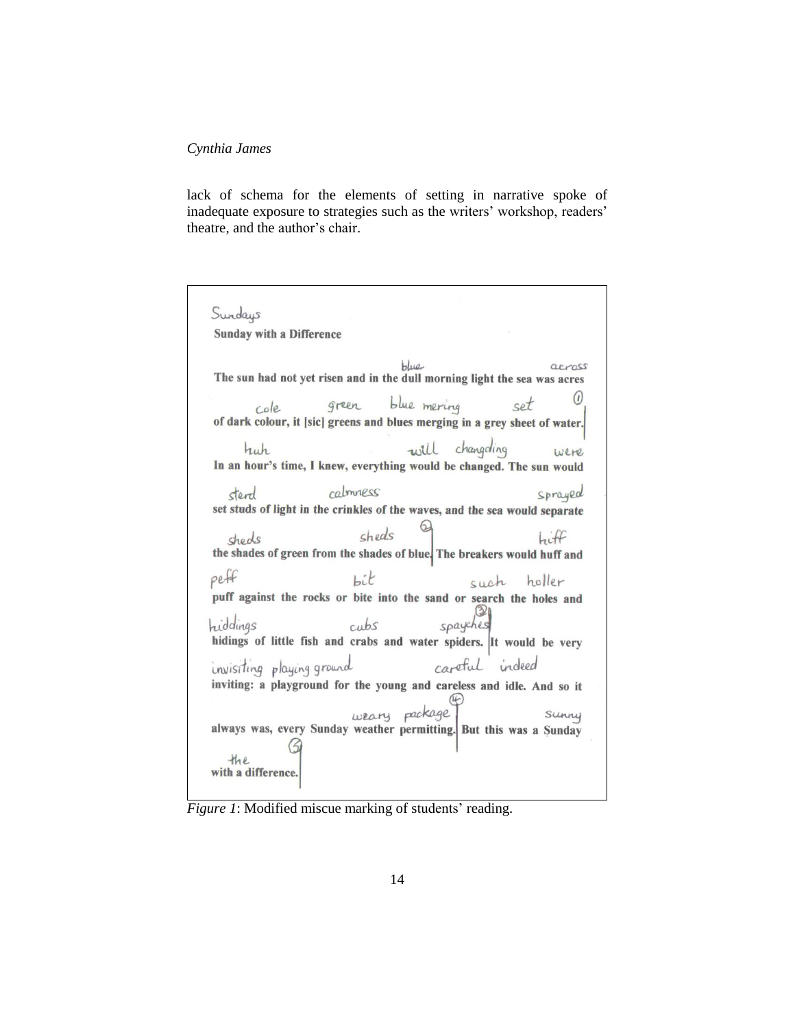lack of schema for the elements of setting in narrative spoke of inadequate exposure to strategies such as the writers' workshop, readers' theatre, and the author's chair.

Sundays
**Sunday with a Difference**

The sun had not yet risen and in the dull morning light the sea was acres of dark colour, it [sic] greens and blues merging in a grey sheet of water. In an hour's time, I knew, everything would be changed. The sun would set studs of light in the crinkles of the waves, and the sea would separate the shades of green from the shades of blue. The breakers would huff and puff against the rocks or bite into the sand or search the holes and hidings of little fish and crabs and water spiders. It would be very inviting: a playground for the young and careless and idle. And so it always was, every Sunday weather permitting. But this was a Sunday with a difference.

*Figure 1*: Modified miscue marking of students' reading.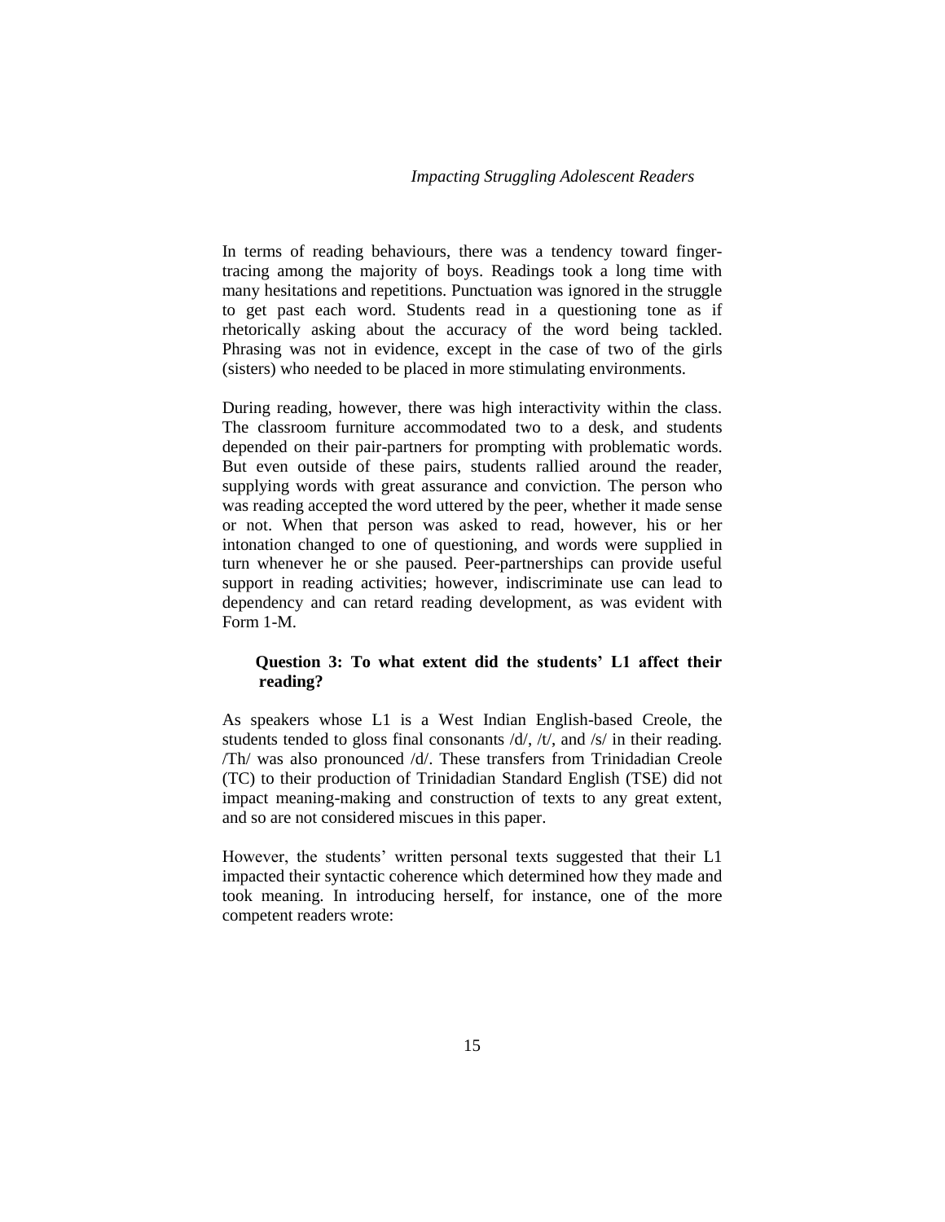In terms of reading behaviours, there was a tendency toward finger-tracing among the majority of boys. Readings took a long time with many hesitations and repetitions. Punctuation was ignored in the struggle to get past each word. Students read in a questioning tone as if rhetorically asking about the accuracy of the word being tackled. Phrasing was not in evidence, except in the case of two of the girls (sisters) who needed to be placed in more stimulating environments.

During reading, however, there was high interactivity within the class. The classroom furniture accommodated two to a desk, and students depended on their pair-partners for prompting with problematic words. But even outside of these pairs, students rallied around the reader, supplying words with great assurance and conviction. The person who was reading accepted the word uttered by the peer, whether it made sense or not. When that person was asked to read, however, his or her intonation changed to one of questioning, and words were supplied in turn whenever he or she paused. Peer-partnerships can provide useful support in reading activities; however, indiscriminate use can lead to dependency and can retard reading development, as was evident with Form 1-M.

### Question 3: To what extent did the students' L1 affect their reading?

As speakers whose L1 is a West Indian English-based Creole, the students tended to gloss final consonants /d/, /t/, and /s/ in their reading. /Th/ was also pronounced /d/. These transfers from Trinidadian Creole (TC) to their production of Trinidadian Standard English (TSE) did not impact meaning-making and construction of texts to any great extent, and so are not considered miscues in this paper.

However, the students' written personal texts suggested that their L1 impacted their syntactic coherence which determined how they made and took meaning. In introducing herself, for instance, one of the more competent readers wrote: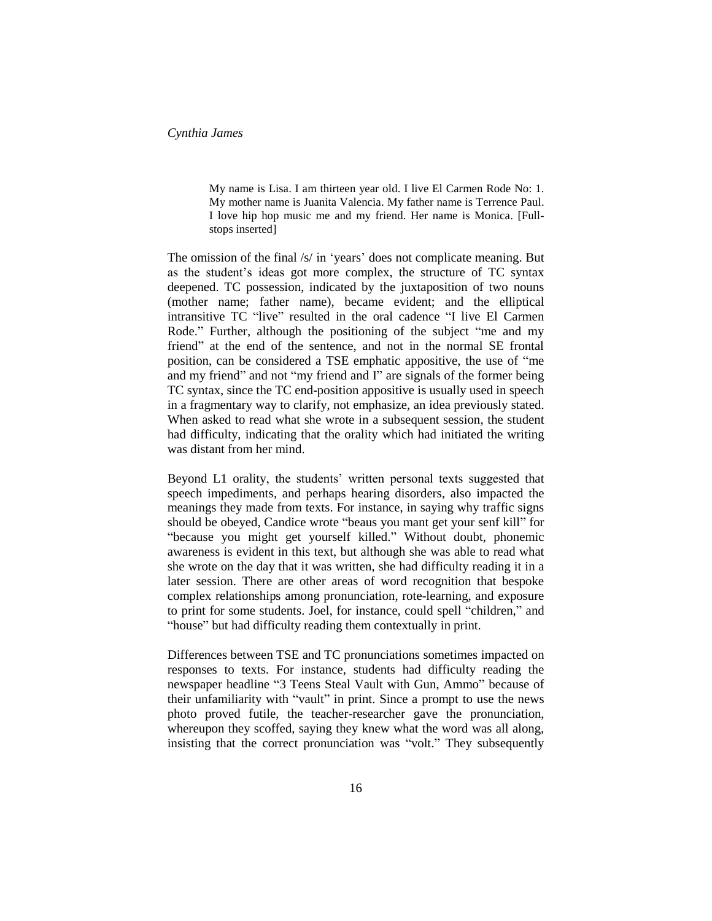> My name is Lisa. I am thirteen year old. I live El Carmen Rode No: 1. My mother name is Juanita Valencia. My father name is Terrence Paul. I love hip hop music me and my friend. Her name is Monica. [Full-stops inserted]

The omission of the final /s/ in 'years' does not complicate meaning. But as the student's ideas got more complex, the structure of TC syntax deepened. TC possession, indicated by the juxtaposition of two nouns (mother name; father name), became evident; and the elliptical intransitive TC "live" resulted in the oral cadence "I live El Carmen Rode." Further, although the positioning of the subject "me and my friend" at the end of the sentence, and not in the normal SE frontal position, can be considered a TSE emphatic appositive, the use of "me and my friend" and not "my friend and I" are signals of the former being TC syntax, since the TC end-position appositive is usually used in speech in a fragmentary way to clarify, not emphasize, an idea previously stated. When asked to read what she wrote in a subsequent session, the student had difficulty, indicating that the orality which had initiated the writing was distant from her mind.

Beyond L1 orality, the students' written personal texts suggested that speech impediments, and perhaps hearing disorders, also impacted the meanings they made from texts. For instance, in saying why traffic signs should be obeyed, Candice wrote "beaus you mant get your senf kill" for "because you might get yourself killed." Without doubt, phonemic awareness is evident in this text, but although she was able to read what she wrote on the day that it was written, she had difficulty reading it in a later session. There are other areas of word recognition that bespoke complex relationships among pronunciation, rote-learning, and exposure to print for some students. Joel, for instance, could spell "children," and "house" but had difficulty reading them contextually in print.

Differences between TSE and TC pronunciations sometimes impacted on responses to texts. For instance, students had difficulty reading the newspaper headline "3 Teens Steal Vault with Gun, Ammo" because of their unfamiliarity with "vault" in print. Since a prompt to use the news photo proved futile, the teacher-researcher gave the pronunciation, whereupon they scoffed, saying they knew what the word was all along, insisting that the correct pronunciation was "volt." They subsequently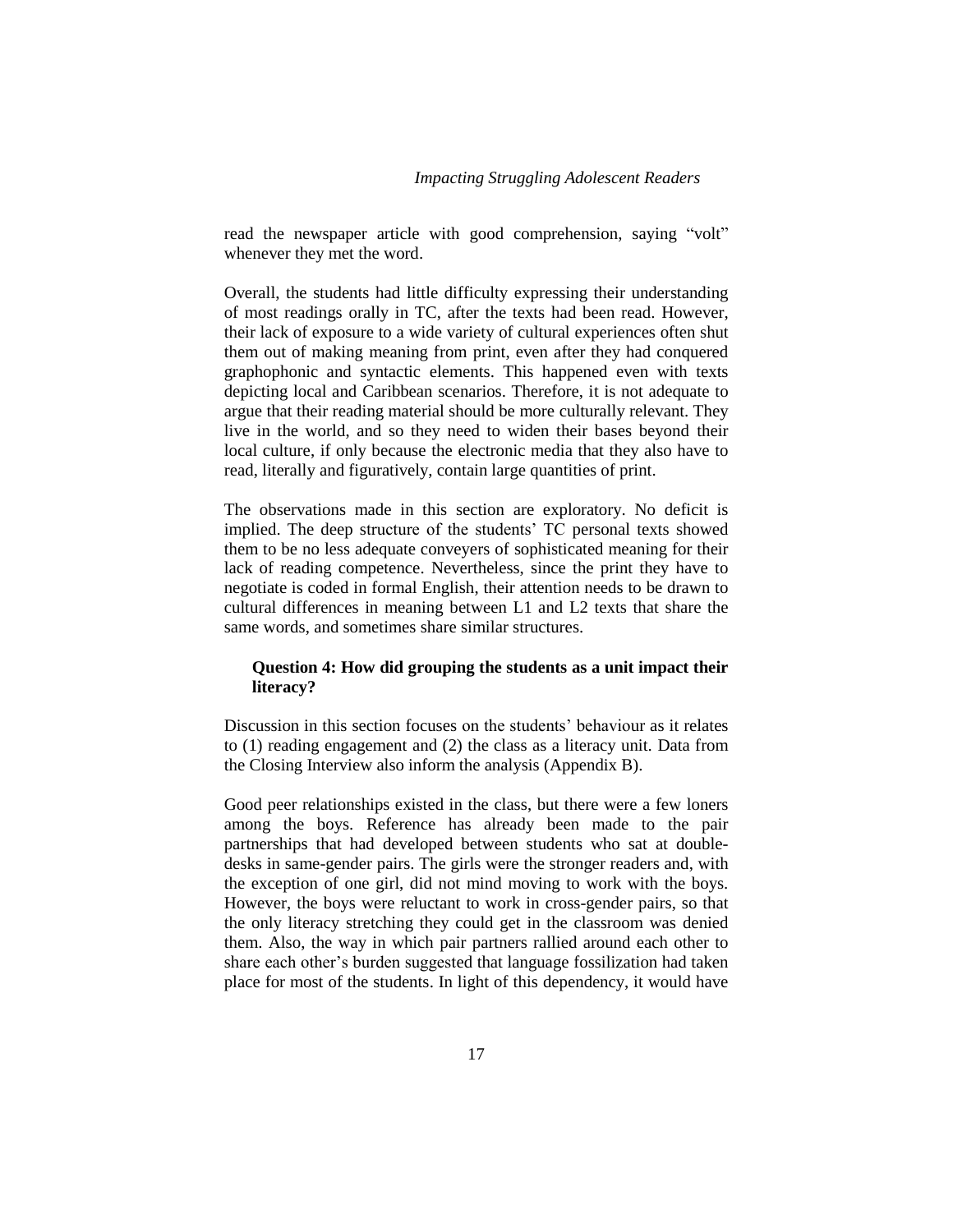read the newspaper article with good comprehension, saying "volt" whenever they met the word.

Overall, the students had little difficulty expressing their understanding of most readings orally in TC, after the texts had been read. However, their lack of exposure to a wide variety of cultural experiences often shut them out of making meaning from print, even after they had conquered graphophonic and syntactic elements. This happened even with texts depicting local and Caribbean scenarios. Therefore, it is not adequate to argue that their reading material should be more culturally relevant. They live in the world, and so they need to widen their bases beyond their local culture, if only because the electronic media that they also have to read, literally and figuratively, contain large quantities of print.

The observations made in this section are exploratory. No deficit is implied. The deep structure of the students' TC personal texts showed them to be no less adequate conveyers of sophisticated meaning for their lack of reading competence. Nevertheless, since the print they have to negotiate is coded in formal English, their attention needs to be drawn to cultural differences in meaning between L1 and L2 texts that share the same words, and sometimes share similar structures.

**Question 4: How did grouping the students as a unit impact their literacy?**

Discussion in this section focuses on the students' behaviour as it relates to (1) reading engagement and (2) the class as a literacy unit. Data from the Closing Interview also inform the analysis (Appendix B).

Good peer relationships existed in the class, but there were a few loners among the boys. Reference has already been made to the pair partnerships that had developed between students who sat at double-desks in same-gender pairs. The girls were the stronger readers and, with the exception of one girl, did not mind moving to work with the boys. However, the boys were reluctant to work in cross-gender pairs, so that the only literacy stretching they could get in the classroom was denied them. Also, the way in which pair partners rallied around each other to share each other's burden suggested that language fossilization had taken place for most of the students. In light of this dependency, it would have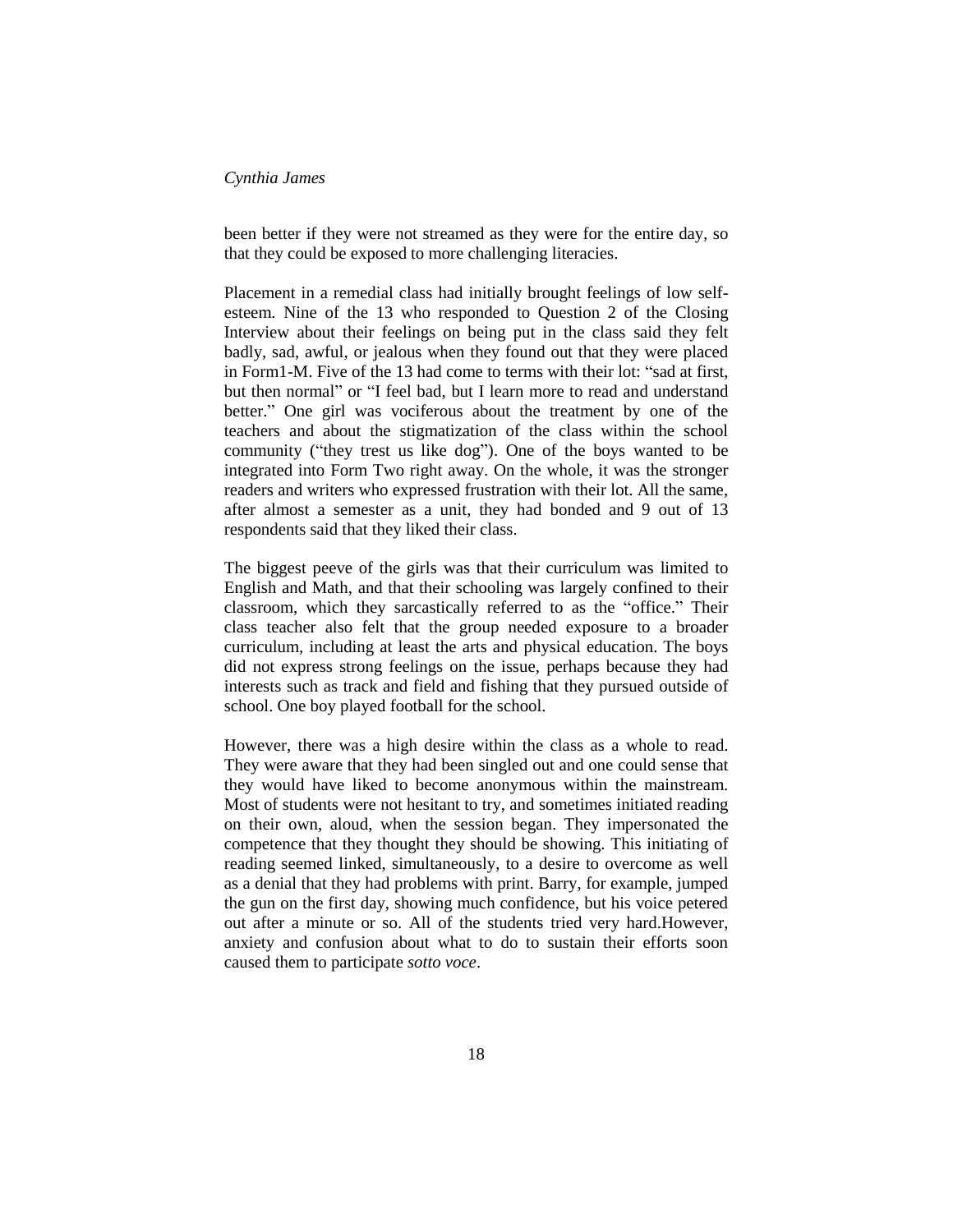been better if they were not streamed as they were for the entire day, so that they could be exposed to more challenging literacies.

Placement in a remedial class had initially brought feelings of low self-esteem. Nine of the 13 who responded to Question 2 of the Closing Interview about their feelings on being put in the class said they felt badly, sad, awful, or jealous when they found out that they were placed in Form1-M. Five of the 13 had come to terms with their lot: "sad at first, but then normal" or "I feel bad, but I learn more to read and understand better." One girl was vociferous about the treatment by one of the teachers and about the stigmatization of the class within the school community ("they trest us like dog"). One of the boys wanted to be integrated into Form Two right away. On the whole, it was the stronger readers and writers who expressed frustration with their lot. All the same, after almost a semester as a unit, they had bonded and 9 out of 13 respondents said that they liked their class.

The biggest peeve of the girls was that their curriculum was limited to English and Math, and that their schooling was largely confined to their classroom, which they sarcastically referred to as the "office." Their class teacher also felt that the group needed exposure to a broader curriculum, including at least the arts and physical education. The boys did not express strong feelings on the issue, perhaps because they had interests such as track and field and fishing that they pursued outside of school. One boy played football for the school.

However, there was a high desire within the class as a whole to read. They were aware that they had been singled out and one could sense that they would have liked to become anonymous within the mainstream. Most of students were not hesitant to try, and sometimes initiated reading on their own, aloud, when the session began. They impersonated the competence that they thought they should be showing. This initiating of reading seemed linked, simultaneously, to a desire to overcome as well as a denial that they had problems with print. Barry, for example, jumped the gun on the first day, showing much confidence, but his voice petered out after a minute or so. All of the students tried very hard.However, anxiety and confusion about what to do to sustain their efforts soon caused them to participate *sotto voce*.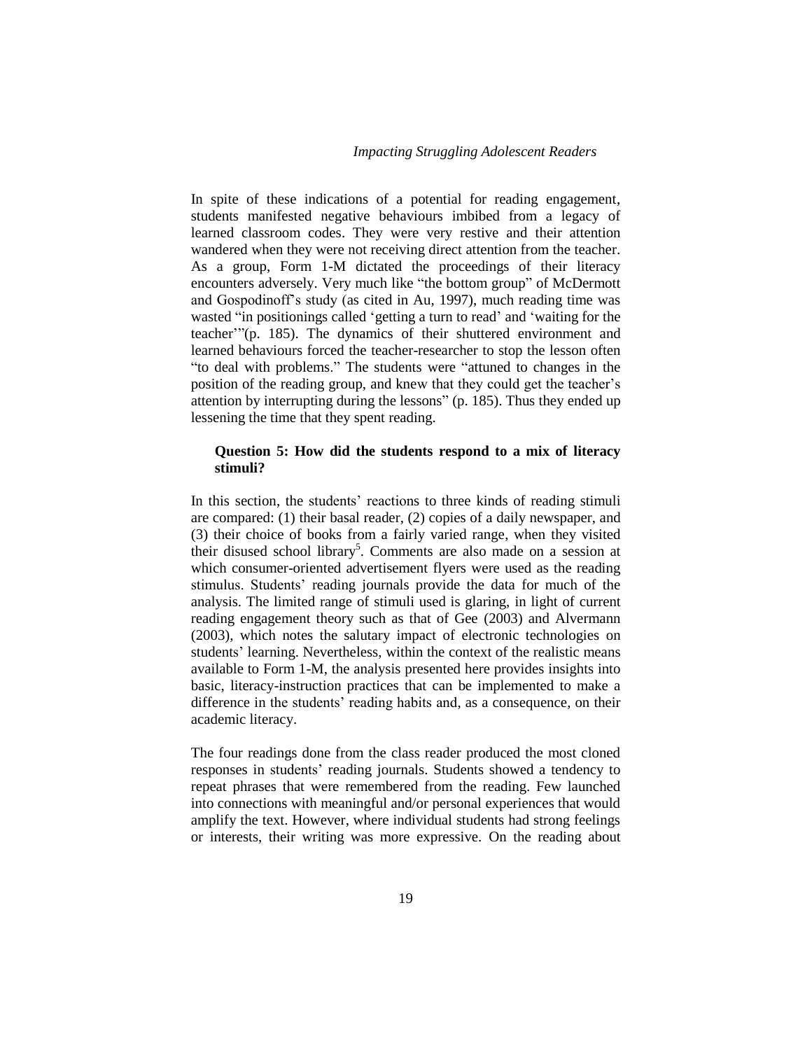In spite of these indications of a potential for reading engagement, students manifested negative behaviours imbibed from a legacy of learned classroom codes. They were very restive and their attention wandered when they were not receiving direct attention from the teacher. As a group, Form 1-M dictated the proceedings of their literacy encounters adversely. Very much like "the bottom group" of McDermott and Gospodinoff's study (as cited in Au, 1997), much reading time was wasted "in positionings called 'getting a turn to read' and 'waiting for the teacher'"(p. 185). The dynamics of their shuttered environment and learned behaviours forced the teacher-researcher to stop the lesson often "to deal with problems." The students were "attuned to changes in the position of the reading group, and knew that they could get the teacher's attention by interrupting during the lessons" (p. 185). Thus they ended up lessening the time that they spent reading.

**Question 5: How did the students respond to a mix of literacy stimuli?**

In this section, the students' reactions to three kinds of reading stimuli are compared: (1) their basal reader, (2) copies of a daily newspaper, and (3) their choice of books from a fairly varied range, when they visited their disused school library[5]. Comments are also made on a session at which consumer-oriented advertisement flyers were used as the reading stimulus. Students' reading journals provide the data for much of the analysis. The limited range of stimuli used is glaring, in light of current reading engagement theory such as that of Gee (2003) and Alvermann (2003), which notes the salutary impact of electronic technologies on students' learning. Nevertheless, within the context of the realistic means available to Form 1-M, the analysis presented here provides insights into basic, literacy-instruction practices that can be implemented to make a difference in the students' reading habits and, as a consequence, on their academic literacy.

The four readings done from the class reader produced the most cloned responses in students' reading journals. Students showed a tendency to repeat phrases that were remembered from the reading. Few launched into connections with meaningful and/or personal experiences that would amplify the text. However, where individual students had strong feelings or interests, their writing was more expressive. On the reading about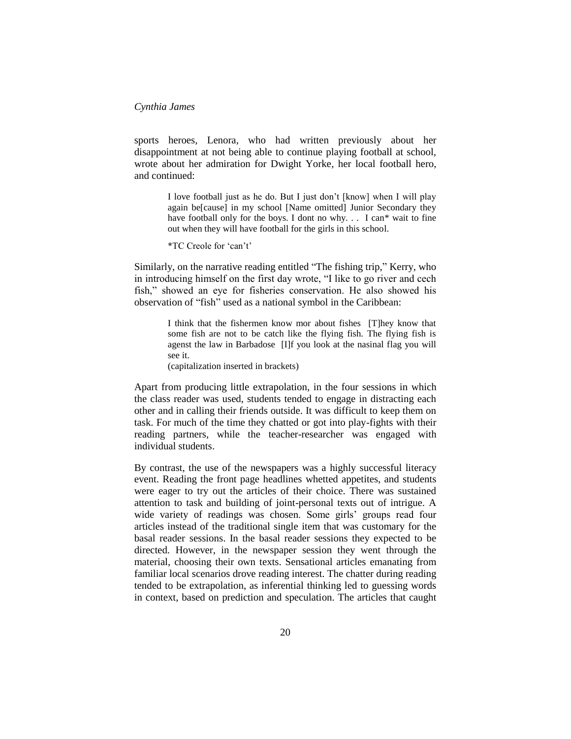sports heroes, Lenora, who had written previously about her disappointment at not being able to continue playing football at school, wrote about her admiration for Dwight Yorke, her local football hero, and continued:

> I love football just as he do. But I just don't [know] when I will play again be[cause] in my school [Name omitted] Junior Secondary they have football only for the boys. I dont no why. . . I can* wait to fine out when they will have football for the girls in this school.
>
> *TC Creole for 'can't'

Similarly, on the narrative reading entitled "The fishing trip," Kerry, who in introducing himself on the first day wrote, "I like to go river and cech fish," showed an eye for fisheries conservation. He also showed his observation of "fish" used as a national symbol in the Caribbean:

> I think that the fishermen know mor about fishes [T]hey know that some fish are not to be catch like the flying fish. The flying fish is agenst the law in Barbadose [I]f you look at the nasinal flag you will see it.
> (capitalization inserted in brackets)

Apart from producing little extrapolation, in the four sessions in which the class reader was used, students tended to engage in distracting each other and in calling their friends outside. It was difficult to keep them on task. For much of the time they chatted or got into play-fights with their reading partners, while the teacher-researcher was engaged with individual students.

By contrast, the use of the newspapers was a highly successful literacy event. Reading the front page headlines whetted appetites, and students were eager to try out the articles of their choice. There was sustained attention to task and building of joint-personal texts out of intrigue. A wide variety of readings was chosen. Some girls' groups read four articles instead of the traditional single item that was customary for the basal reader sessions. In the basal reader sessions they expected to be directed. However, in the newspaper session they went through the material, choosing their own texts. Sensational articles emanating from familiar local scenarios drove reading interest. The chatter during reading tended to be extrapolation, as inferential thinking led to guessing words in context, based on prediction and speculation. The articles that caught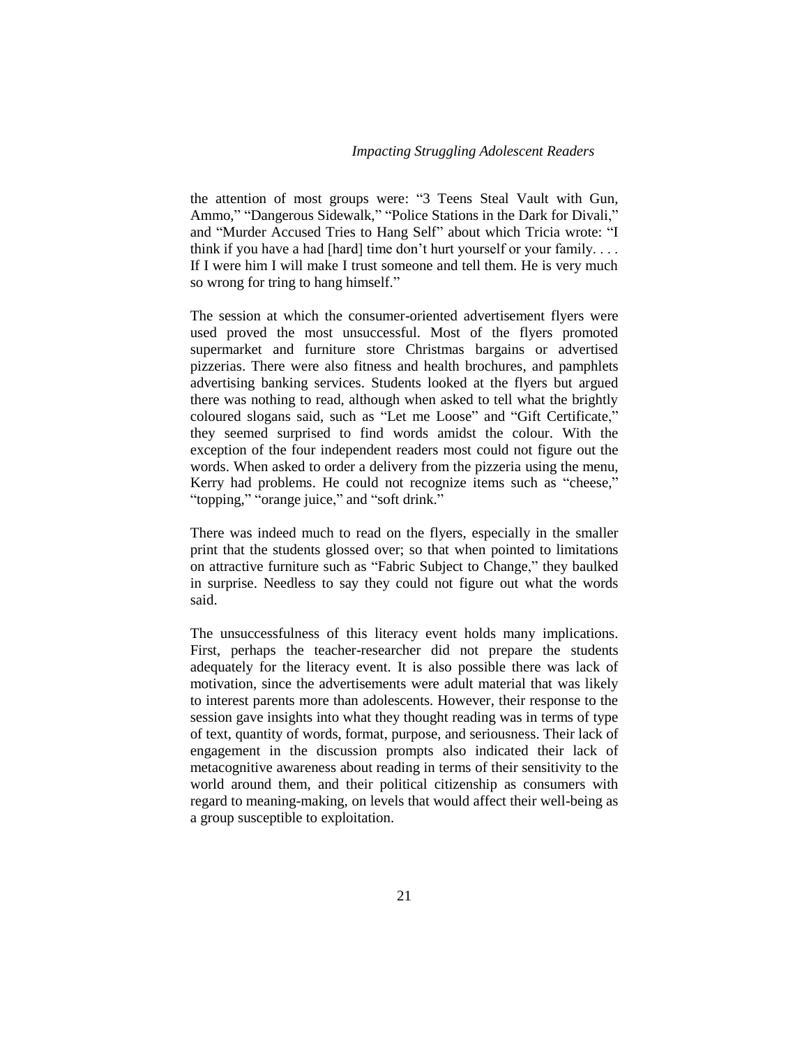the attention of most groups were: "3 Teens Steal Vault with Gun, Ammo," "Dangerous Sidewalk," "Police Stations in the Dark for Divali," and "Murder Accused Tries to Hang Self" about which Tricia wrote: "I think if you have a had [hard] time don't hurt yourself or your family. . . . If I were him I will make I trust someone and tell them. He is very much so wrong for tring to hang himself."

The session at which the consumer-oriented advertisement flyers were used proved the most unsuccessful. Most of the flyers promoted supermarket and furniture store Christmas bargains or advertised pizzerias. There were also fitness and health brochures, and pamphlets advertising banking services. Students looked at the flyers but argued there was nothing to read, although when asked to tell what the brightly coloured slogans said, such as "Let me Loose" and "Gift Certificate," they seemed surprised to find words amidst the colour. With the exception of the four independent readers most could not figure out the words. When asked to order a delivery from the pizzeria using the menu, Kerry had problems. He could not recognize items such as "cheese," "topping," "orange juice," and "soft drink."

There was indeed much to read on the flyers, especially in the smaller print that the students glossed over; so that when pointed to limitations on attractive furniture such as "Fabric Subject to Change," they baulked in surprise. Needless to say they could not figure out what the words said.

The unsuccessfulness of this literacy event holds many implications. First, perhaps the teacher-researcher did not prepare the students adequately for the literacy event. It is also possible there was lack of motivation, since the advertisements were adult material that was likely to interest parents more than adolescents. However, their response to the session gave insights into what they thought reading was in terms of type of text, quantity of words, format, purpose, and seriousness. Their lack of engagement in the discussion prompts also indicated their lack of metacognitive awareness about reading in terms of their sensitivity to the world around them, and their political citizenship as consumers with regard to meaning-making, on levels that would affect their well-being as a group susceptible to exploitation.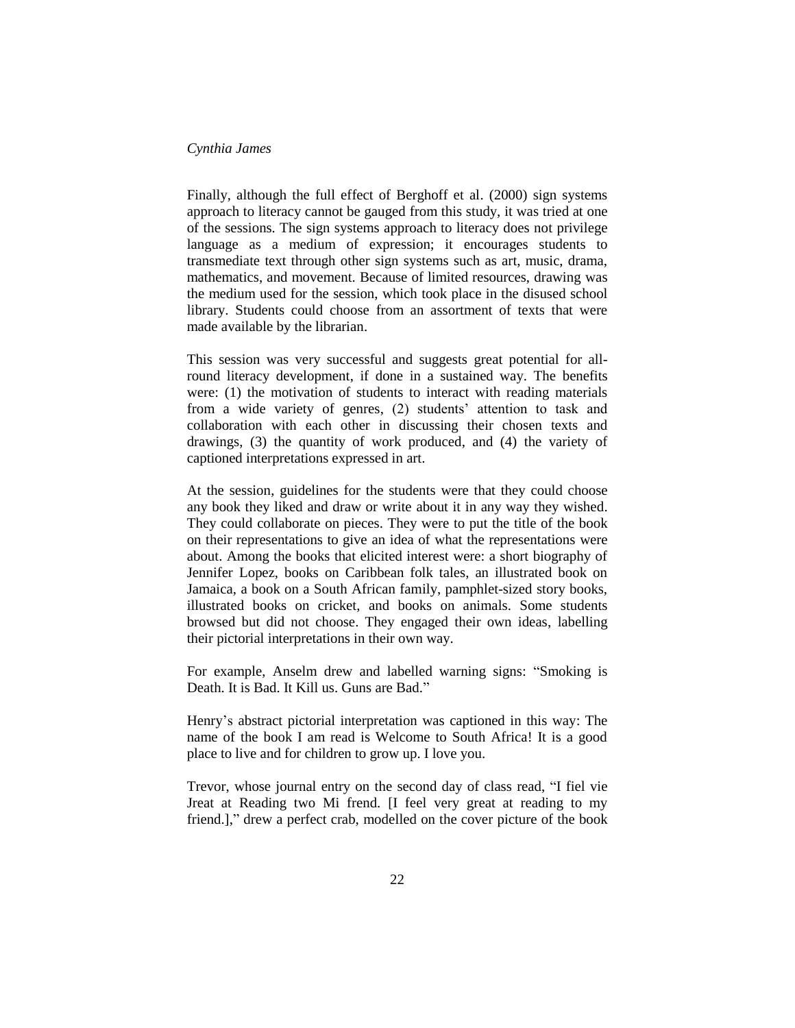Finally, although the full effect of Berghoff et al. (2000) sign systems approach to literacy cannot be gauged from this study, it was tried at one of the sessions. The sign systems approach to literacy does not privilege language as a medium of expression; it encourages students to transmediate text through other sign systems such as art, music, drama, mathematics, and movement. Because of limited resources, drawing was the medium used for the session, which took place in the disused school library. Students could choose from an assortment of texts that were made available by the librarian.

This session was very successful and suggests great potential for all-round literacy development, if done in a sustained way. The benefits were: (1) the motivation of students to interact with reading materials from a wide variety of genres, (2) students' attention to task and collaboration with each other in discussing their chosen texts and drawings, (3) the quantity of work produced, and (4) the variety of captioned interpretations expressed in art.

At the session, guidelines for the students were that they could choose any book they liked and draw or write about it in any way they wished. They could collaborate on pieces. They were to put the title of the book on their representations to give an idea of what the representations were about. Among the books that elicited interest were: a short biography of Jennifer Lopez, books on Caribbean folk tales, an illustrated book on Jamaica, a book on a South African family, pamphlet-sized story books, illustrated books on cricket, and books on animals. Some students browsed but did not choose. They engaged their own ideas, labelling their pictorial interpretations in their own way.

For example, Anselm drew and labelled warning signs: "Smoking is Death. It is Bad. It Kill us. Guns are Bad."

Henry's abstract pictorial interpretation was captioned in this way: The name of the book I am read is Welcome to South Africa! It is a good place to live and for children to grow up. I love you.

Trevor, whose journal entry on the second day of class read, "I fiel vie Jreat at Reading two Mi frend. [I feel very great at reading to my friend.]," drew a perfect crab, modelled on the cover picture of the book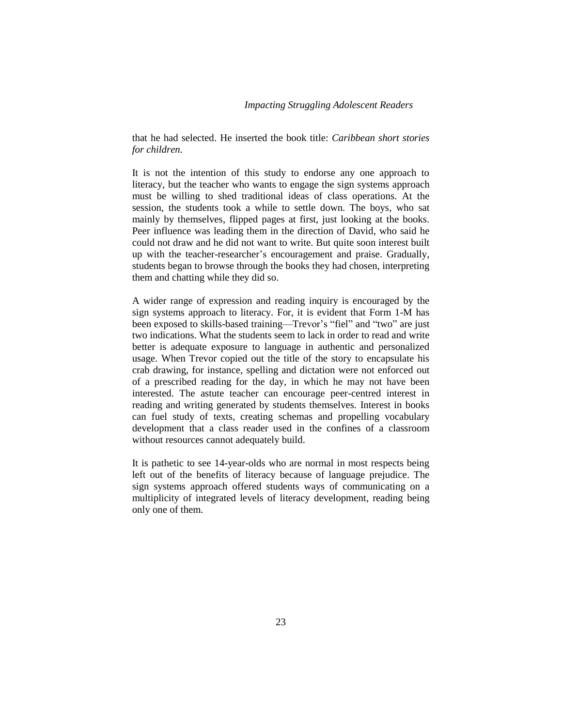that he had selected. He inserted the book title: *Caribbean short stories for children*.

It is not the intention of this study to endorse any one approach to literacy, but the teacher who wants to engage the sign systems approach must be willing to shed traditional ideas of class operations. At the session, the students took a while to settle down. The boys, who sat mainly by themselves, flipped pages at first, just looking at the books. Peer influence was leading them in the direction of David, who said he could not draw and he did not want to write. But quite soon interest built up with the teacher-researcher's encouragement and praise. Gradually, students began to browse through the books they had chosen, interpreting them and chatting while they did so.

A wider range of expression and reading inquiry is encouraged by the sign systems approach to literacy. For, it is evident that Form 1-M has been exposed to skills-based training—Trevor's "fiel" and "two" are just two indications. What the students seem to lack in order to read and write better is adequate exposure to language in authentic and personalized usage. When Trevor copied out the title of the story to encapsulate his crab drawing, for instance, spelling and dictation were not enforced out of a prescribed reading for the day, in which he may not have been interested. The astute teacher can encourage peer-centred interest in reading and writing generated by students themselves. Interest in books can fuel study of texts, creating schemas and propelling vocabulary development that a class reader used in the confines of a classroom without resources cannot adequately build.

It is pathetic to see 14-year-olds who are normal in most respects being left out of the benefits of literacy because of language prejudice. The sign systems approach offered students ways of communicating on a multiplicity of integrated levels of literacy development, reading being only one of them.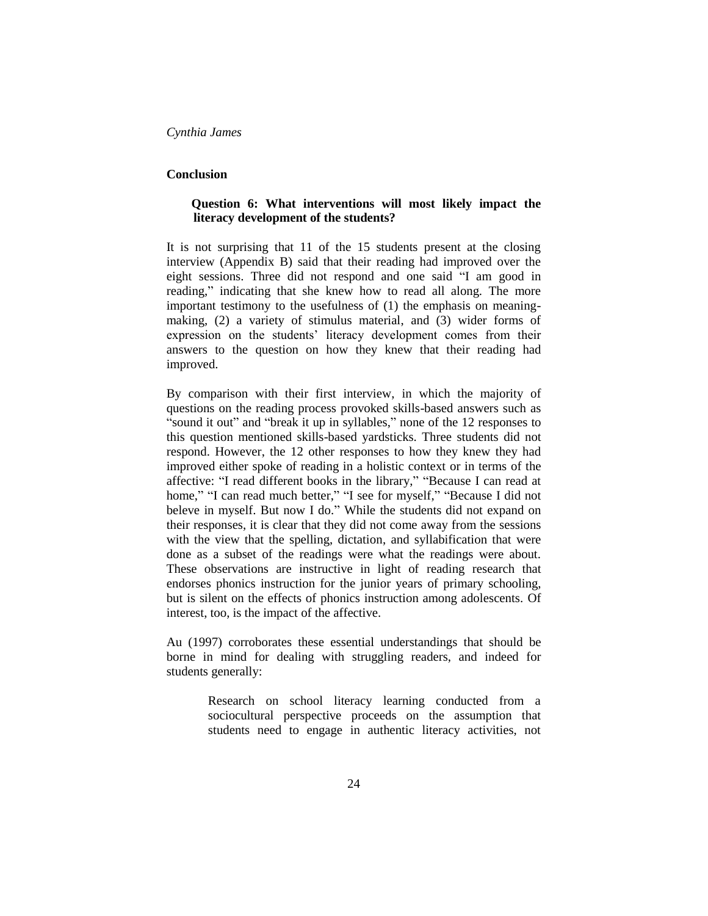## Conclusion

**Question 6: What interventions will most likely impact the literacy development of the students?**

It is not surprising that 11 of the 15 students present at the closing interview (Appendix B) said that their reading had improved over the eight sessions. Three did not respond and one said "I am good in reading," indicating that she knew how to read all along. The more important testimony to the usefulness of (1) the emphasis on meaning-making, (2) a variety of stimulus material, and (3) wider forms of expression on the students' literacy development comes from their answers to the question on how they knew that their reading had improved.

By comparison with their first interview, in which the majority of questions on the reading process provoked skills-based answers such as "sound it out" and "break it up in syllables," none of the 12 responses to this question mentioned skills-based yardsticks. Three students did not respond. However, the 12 other responses to how they knew they had improved either spoke of reading in a holistic context or in terms of the affective: "I read different books in the library," "Because I can read at home," "I can read much better," "I see for myself," "Because I did not beleve in myself. But now I do." While the students did not expand on their responses, it is clear that they did not come away from the sessions with the view that the spelling, dictation, and syllabification that were done as a subset of the readings were what the readings were about. These observations are instructive in light of reading research that endorses phonics instruction for the junior years of primary schooling, but is silent on the effects of phonics instruction among adolescents. Of interest, too, is the impact of the affective.

Au (1997) corroborates these essential understandings that should be borne in mind for dealing with struggling readers, and indeed for students generally:

> Research on school literacy learning conducted from a sociocultural perspective proceeds on the assumption that students need to engage in authentic literacy activities, not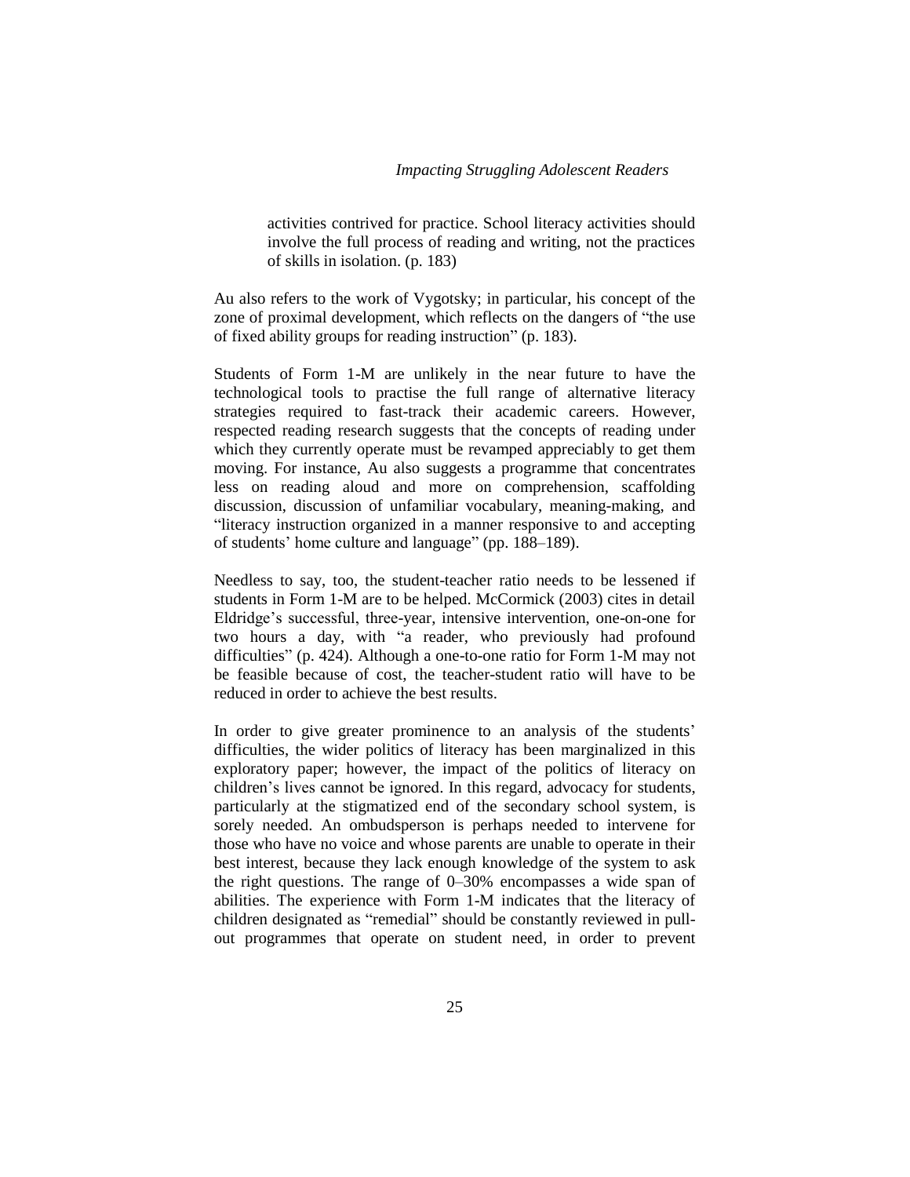> activities contrived for practice. School literacy activities should involve the full process of reading and writing, not the practices of skills in isolation. (p. 183)

Au also refers to the work of Vygotsky; in particular, his concept of the zone of proximal development, which reflects on the dangers of "the use of fixed ability groups for reading instruction" (p. 183).

Students of Form 1-M are unlikely in the near future to have the technological tools to practise the full range of alternative literacy strategies required to fast-track their academic careers. However, respected reading research suggests that the concepts of reading under which they currently operate must be revamped appreciably to get them moving. For instance, Au also suggests a programme that concentrates less on reading aloud and more on comprehension, scaffolding discussion, discussion of unfamiliar vocabulary, meaning-making, and "literacy instruction organized in a manner responsive to and accepting of students' home culture and language" (pp. 188–189).

Needless to say, too, the student-teacher ratio needs to be lessened if students in Form 1-M are to be helped. McCormick (2003) cites in detail Eldridge's successful, three-year, intensive intervention, one-on-one for two hours a day, with "a reader, who previously had profound difficulties" (p. 424). Although a one-to-one ratio for Form 1-M may not be feasible because of cost, the teacher-student ratio will have to be reduced in order to achieve the best results.

In order to give greater prominence to an analysis of the students' difficulties, the wider politics of literacy has been marginalized in this exploratory paper; however, the impact of the politics of literacy on children's lives cannot be ignored. In this regard, advocacy for students, particularly at the stigmatized end of the secondary school system, is sorely needed. An ombudsperson is perhaps needed to intervene for those who have no voice and whose parents are unable to operate in their best interest, because they lack enough knowledge of the system to ask the right questions. The range of 0–30% encompasses a wide span of abilities. The experience with Form 1-M indicates that the literacy of children designated as "remedial" should be constantly reviewed in pull-out programmes that operate on student need, in order to prevent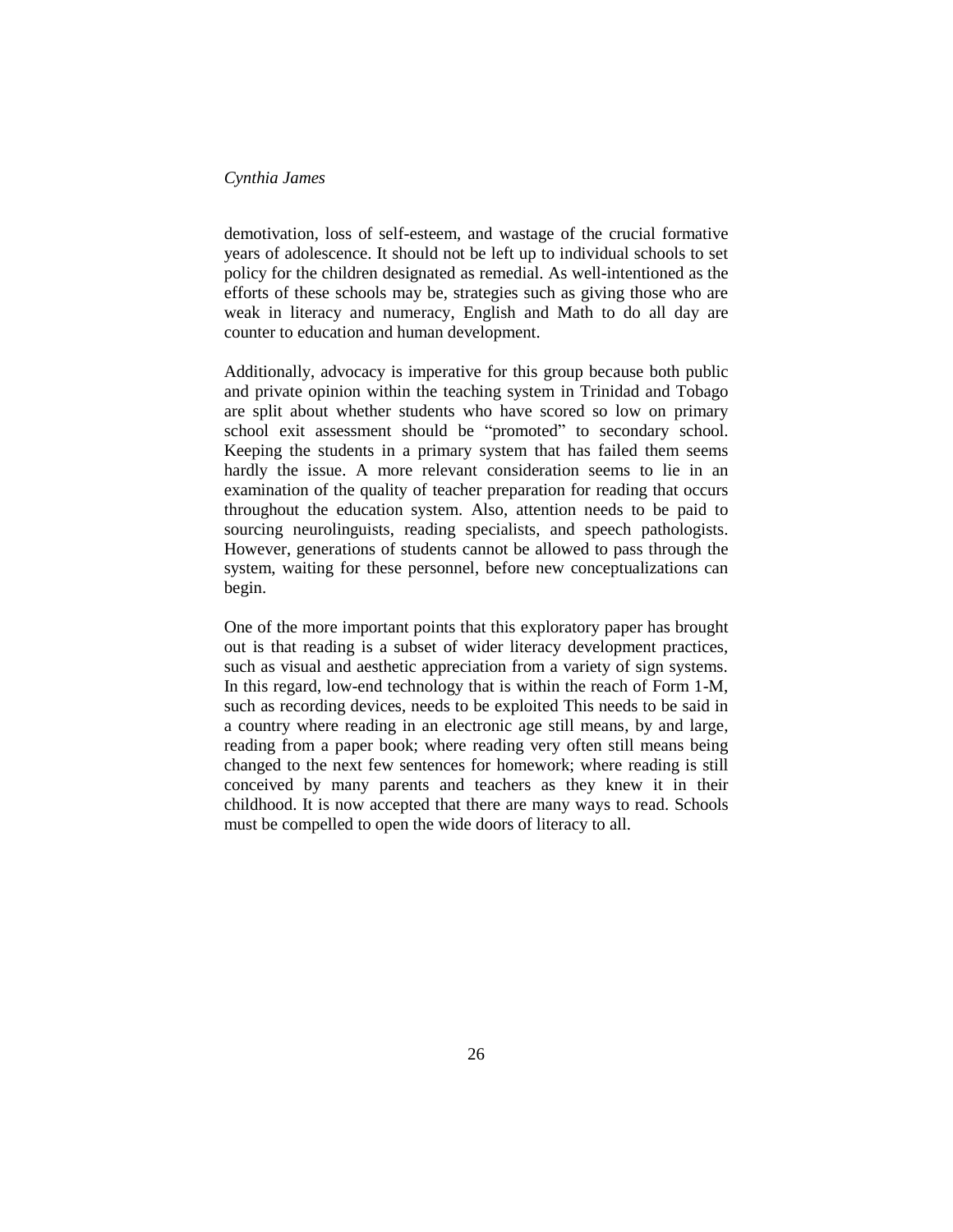demotivation, loss of self-esteem, and wastage of the crucial formative years of adolescence. It should not be left up to individual schools to set policy for the children designated as remedial. As well-intentioned as the efforts of these schools may be, strategies such as giving those who are weak in literacy and numeracy, English and Math to do all day are counter to education and human development.

Additionally, advocacy is imperative for this group because both public and private opinion within the teaching system in Trinidad and Tobago are split about whether students who have scored so low on primary school exit assessment should be "promoted" to secondary school. Keeping the students in a primary system that has failed them seems hardly the issue. A more relevant consideration seems to lie in an examination of the quality of teacher preparation for reading that occurs throughout the education system. Also, attention needs to be paid to sourcing neurolinguists, reading specialists, and speech pathologists. However, generations of students cannot be allowed to pass through the system, waiting for these personnel, before new conceptualizations can begin.

One of the more important points that this exploratory paper has brought out is that reading is a subset of wider literacy development practices, such as visual and aesthetic appreciation from a variety of sign systems. In this regard, low-end technology that is within the reach of Form 1-M, such as recording devices, needs to be exploited This needs to be said in a country where reading in an electronic age still means, by and large, reading from a paper book; where reading very often still means being changed to the next few sentences for homework; where reading is still conceived by many parents and teachers as they knew it in their childhood. It is now accepted that there are many ways to read. Schools must be compelled to open the wide doors of literacy to all.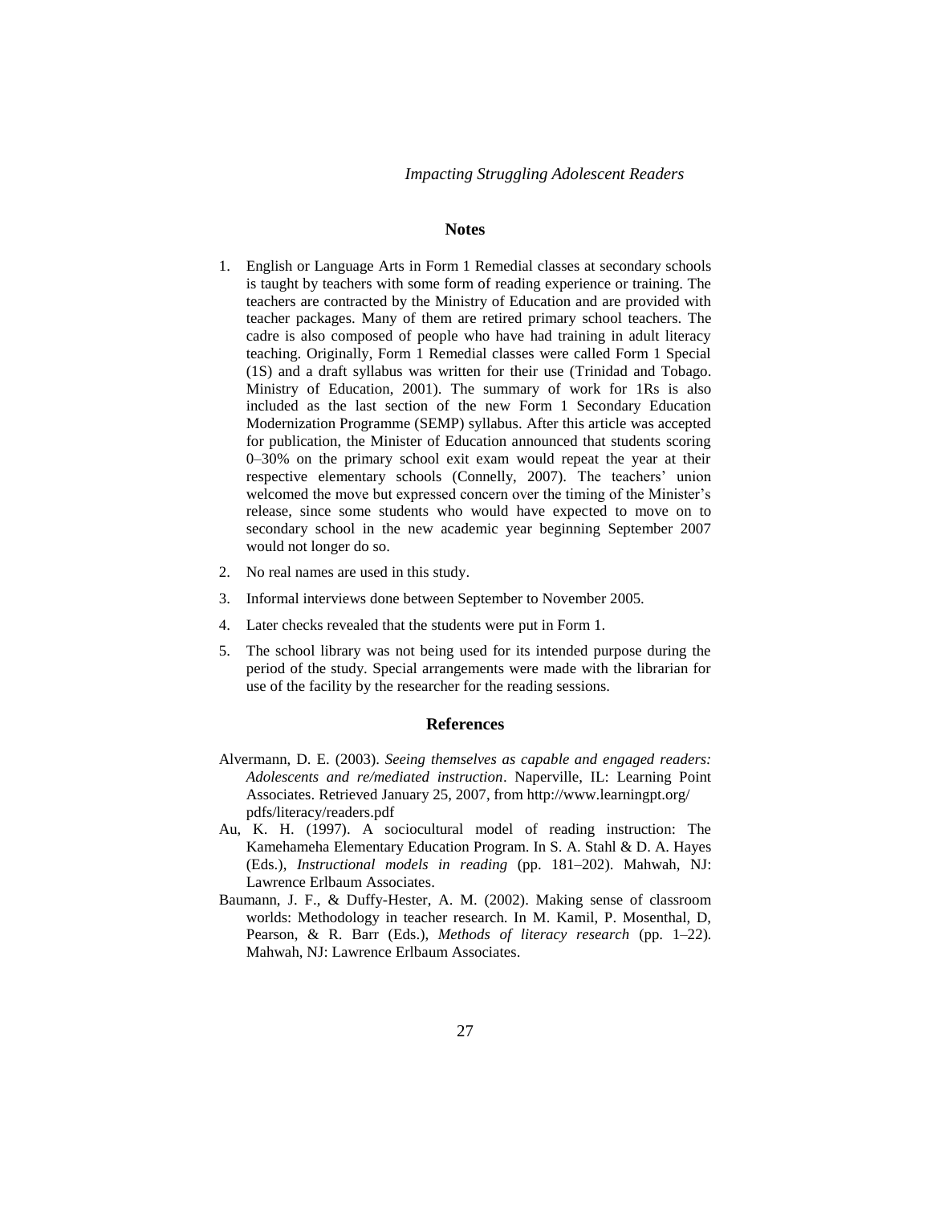## Notes

1. English or Language Arts in Form 1 Remedial classes at secondary schools is taught by teachers with some form of reading experience or training. The teachers are contracted by the Ministry of Education and are provided with teacher packages. Many of them are retired primary school teachers. The cadre is also composed of people who have had training in adult literacy teaching. Originally, Form 1 Remedial classes were called Form 1 Special (1S) and a draft syllabus was written for their use (Trinidad and Tobago. Ministry of Education, 2001). The summary of work for 1Rs is also included as the last section of the new Form 1 Secondary Education Modernization Programme (SEMP) syllabus. After this article was accepted for publication, the Minister of Education announced that students scoring 0–30% on the primary school exit exam would repeat the year at their respective elementary schools (Connelly, 2007). The teachers' union welcomed the move but expressed concern over the timing of the Minister's release, since some students who would have expected to move on to secondary school in the new academic year beginning September 2007 would not longer do so.
2. No real names are used in this study.
3. Informal interviews done between September to November 2005.
4. Later checks revealed that the students were put in Form 1.
5. The school library was not being used for its intended purpose during the period of the study. Special arrangements were made with the librarian for use of the facility by the researcher for the reading sessions.

## References

Alvermann, D. E. (2003). *Seeing themselves as capable and engaged readers: Adolescents and re/mediated instruction*. Naperville, IL: Learning Point Associates. Retrieved January 25, 2007, from http://www.learningpt.org/pdfs/literacy/readers.pdf

Au, K. H. (1997). A sociocultural model of reading instruction: The Kamehameha Elementary Education Program. In S. A. Stahl & D. A. Hayes (Eds.), *Instructional models in reading* (pp. 181–202). Mahwah, NJ: Lawrence Erlbaum Associates.

Baumann, J. F., & Duffy-Hester, A. M. (2002). Making sense of classroom worlds: Methodology in teacher research. In M. Kamil, P. Mosenthal, D, Pearson, & R. Barr (Eds.), *Methods of literacy research* (pp. 1–22). Mahwah, NJ: Lawrence Erlbaum Associates.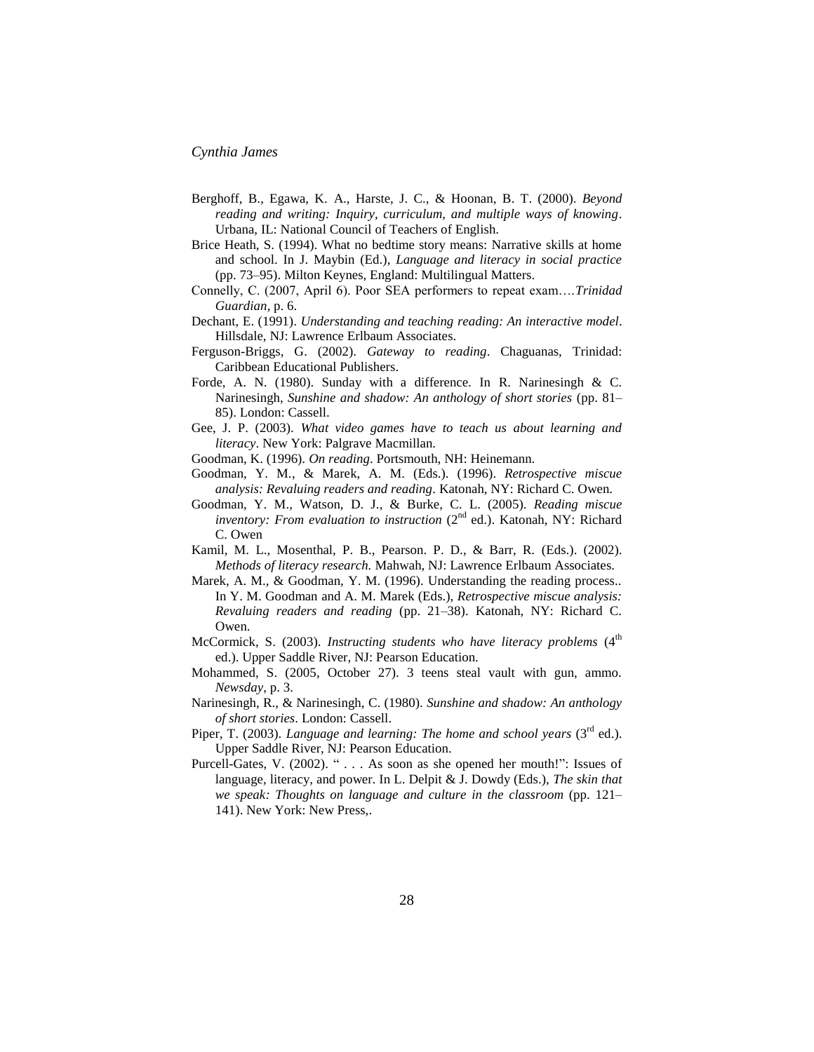Berghoff, B., Egawa, K. A., Harste, J. C., & Hoonan, B. T. (2000). *Beyond reading and writing: Inquiry, curriculum, and multiple ways of knowing*. Urbana, IL: National Council of Teachers of English.

Brice Heath, S. (1994). What no bedtime story means: Narrative skills at home and school. In J. Maybin (Ed.), *Language and literacy in social practice* (pp. 73–95). Milton Keynes, England: Multilingual Matters.

Connelly, C. (2007, April 6). Poor SEA performers to repeat exam….*Trinidad Guardian*, p. 6.

Dechant, E. (1991). *Understanding and teaching reading: An interactive model*. Hillsdale, NJ: Lawrence Erlbaum Associates.

Ferguson-Briggs, G. (2002). *Gateway to reading*. Chaguanas, Trinidad: Caribbean Educational Publishers.

Forde, A. N. (1980). Sunday with a difference. In R. Narinesingh & C. Narinesingh, *Sunshine and shadow: An anthology of short stories* (pp. 81–85). London: Cassell.

Gee, J. P. (2003). *What video games have to teach us about learning and literacy*. New York: Palgrave Macmillan.

Goodman, K. (1996). *On reading*. Portsmouth, NH: Heinemann.

Goodman, Y. M., & Marek, A. M. (Eds.). (1996). *Retrospective miscue analysis: Revaluing readers and reading*. Katonah, NY: Richard C. Owen.

Goodman, Y. M., Watson, D. J., & Burke, C. L. (2005). *Reading miscue inventory: From evaluation to instruction* (2nd ed.). Katonah, NY: Richard C. Owen

Kamil, M. L., Mosenthal, P. B., Pearson. P. D., & Barr, R. (Eds.). (2002). *Methods of literacy research.* Mahwah, NJ: Lawrence Erlbaum Associates.

Marek, A. M., & Goodman, Y. M. (1996). Understanding the reading process.. In Y. M. Goodman and A. M. Marek (Eds.), *Retrospective miscue analysis: Revaluing readers and reading* (pp. 21–38). Katonah, NY: Richard C. Owen.

McCormick, S. (2003). *Instructing students who have literacy problems* (4th ed.). Upper Saddle River, NJ: Pearson Education.

Mohammed, S. (2005, October 27). 3 teens steal vault with gun, ammo. *Newsday*, p. 3.

Narinesingh, R., & Narinesingh, C. (1980). *Sunshine and shadow: An anthology of short stories*. London: Cassell.

Piper, T. (2003). *Language and learning: The home and school years* (3rd ed.). Upper Saddle River, NJ: Pearson Education.

Purcell-Gates, V. (2002). " . . . As soon as she opened her mouth!": Issues of language, literacy, and power. In L. Delpit & J. Dowdy (Eds.), *The skin that we speak: Thoughts on language and culture in the classroom* (pp. 121–141). New York: New Press,.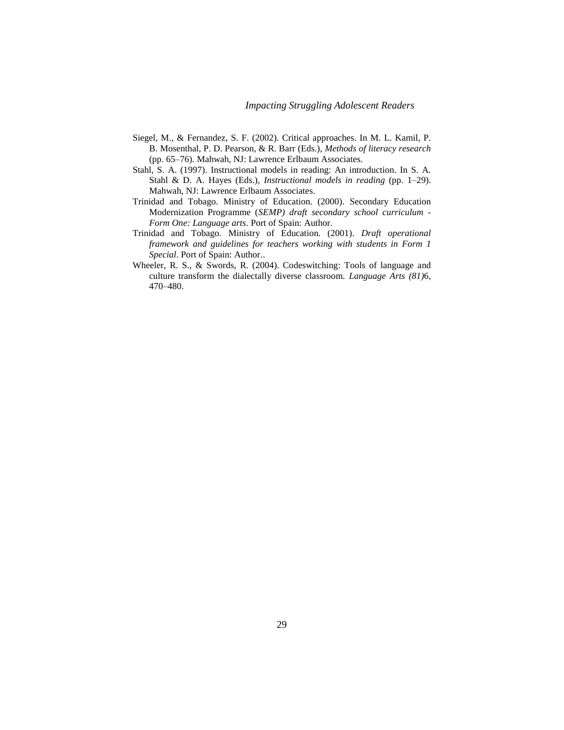Siegel, M., & Fernandez, S. F. (2002). Critical approaches. In M. L. Kamil, P. B. Mosenthal, P. D. Pearson, & R. Barr (Eds.), *Methods of literacy research* (pp. 65–76). Mahwah, NJ: Lawrence Erlbaum Associates.

Stahl, S. A. (1997). Instructional models in reading: An introduction. In S. A. Stahl & D. A. Hayes (Eds.), *Instructional models in reading* (pp. 1–29). Mahwah, NJ: Lawrence Erlbaum Associates.

Trinidad and Tobago. Ministry of Education. (2000). Secondary Education Modernization Programme (*SEMP) draft secondary school curriculum - Form One: Language arts*. Port of Spain: Author.

Trinidad and Tobago. Ministry of Education. (2001). *Draft operational framework and guidelines for teachers working with students in Form 1 Special*. Port of Spain: Author..

Wheeler, R. S., & Swords, R. (2004). Codeswitching: Tools of language and culture transform the dialectally diverse classroom. *Language Arts (81)*6, 470–480.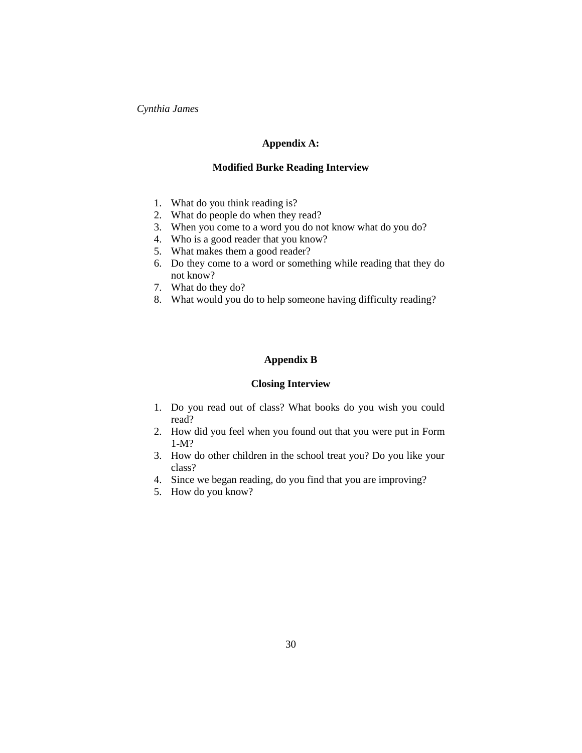## Appendix A:

### Modified Burke Reading Interview

1. What do you think reading is?
2. What do people do when they read?
3. When you come to a word you do not know what do you do?
4. Who is a good reader that you know?
5. What makes them a good reader?
6. Do they come to a word or something while reading that they do not know?
7. What do they do?
8. What would you do to help someone having difficulty reading?

## Appendix B

### Closing Interview

1. Do you read out of class? What books do you wish you could read?
2. How did you feel when you found out that you were put in Form 1-M?
3. How do other children in the school treat you? Do you like your class?
4. Since we began reading, do you find that you are improving?
5. How do you know?